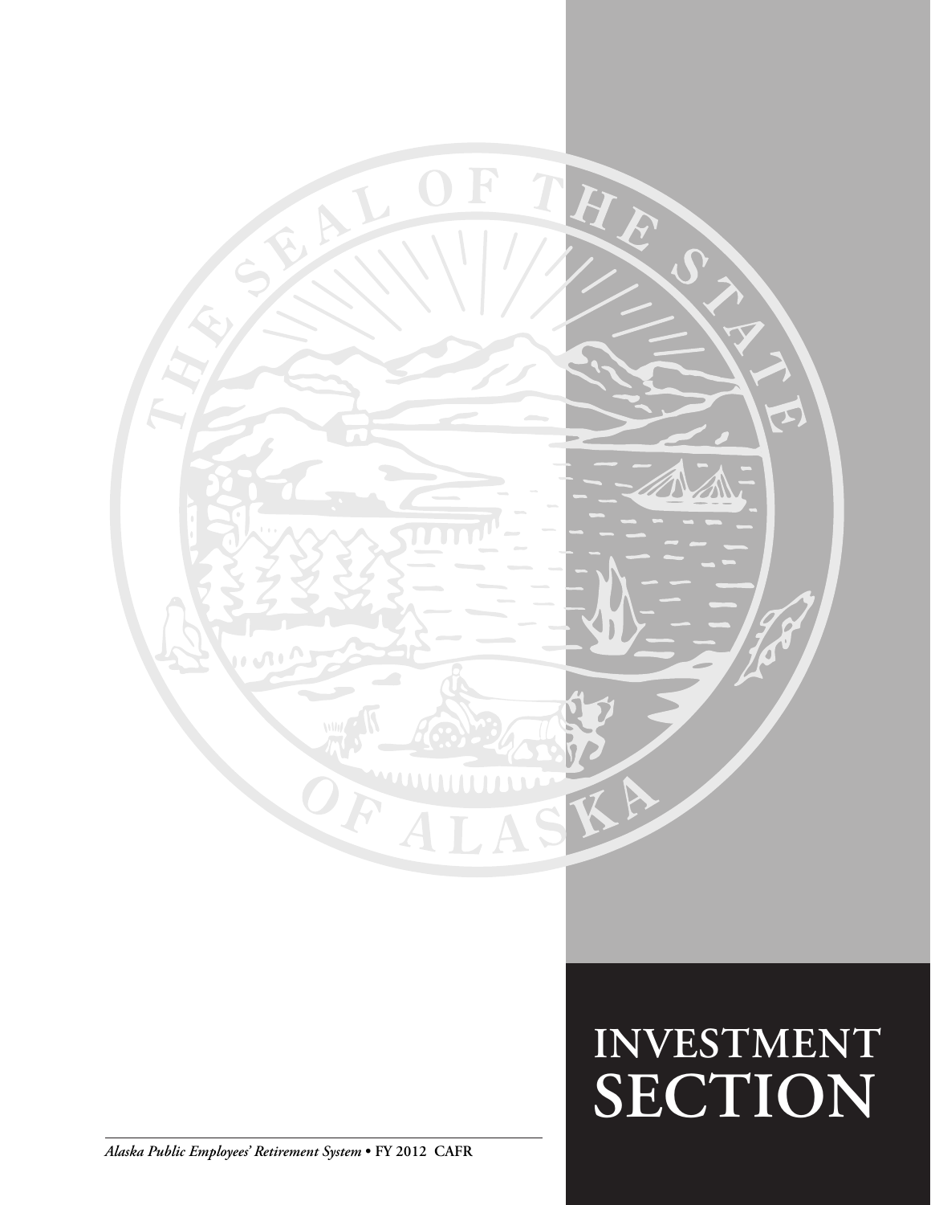# INVESTMENT SECTION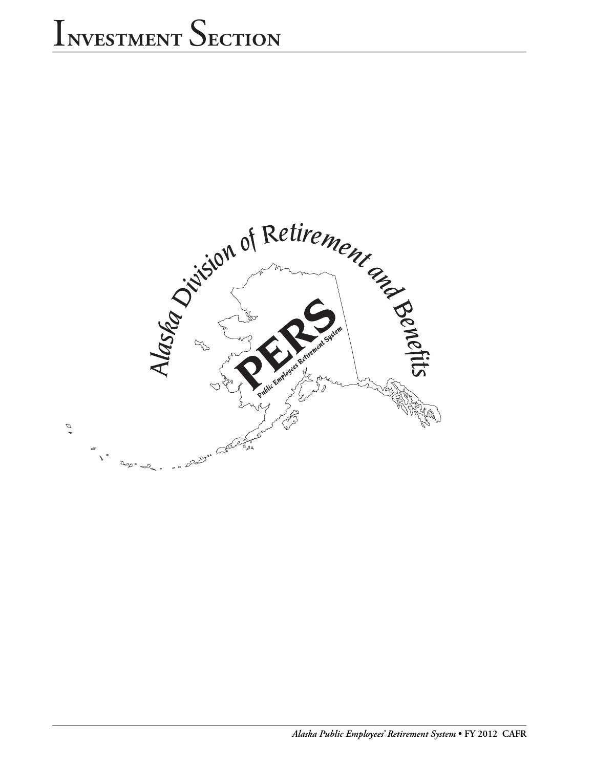# Investment Section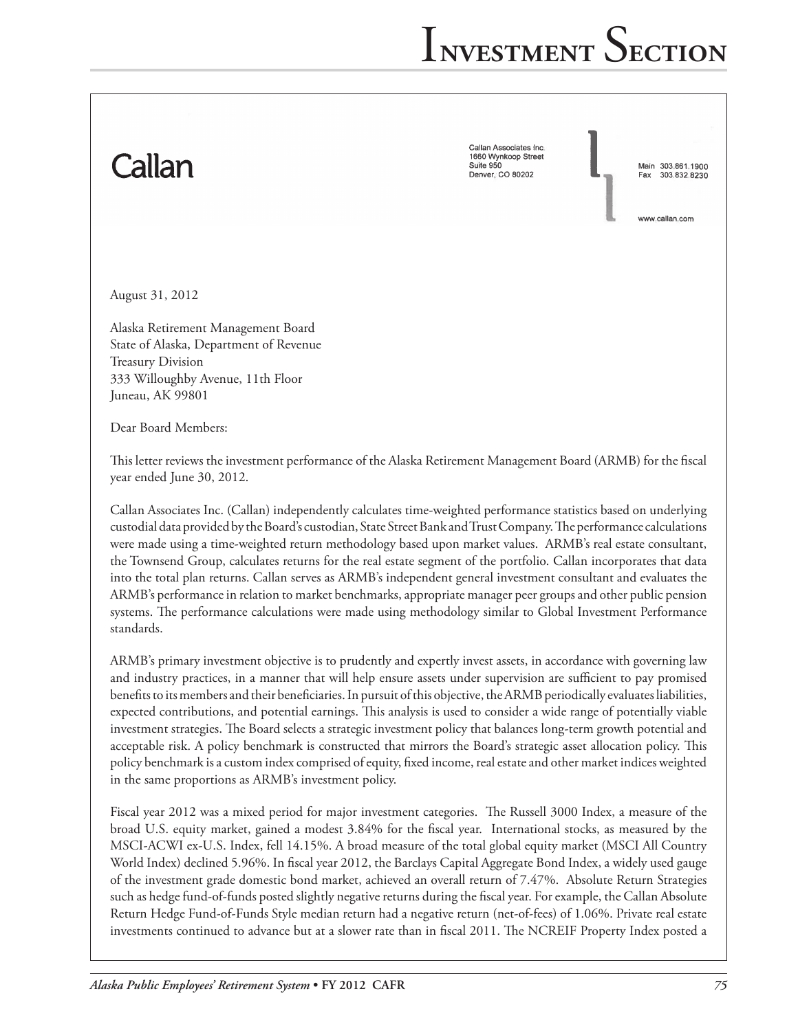Callan

Callan Associates Inc.
1660 Wynkoop Street
Suite 950
Denver, CO 80202

Main 303.861.1900
Fax 303.832.8230

www.callan.com

August 31, 2012

Alaska Retirement Management Board
State of Alaska, Department of Revenue
Treasury Division
333 Willoughby Avenue, 11th Floor
Juneau, AK 99801

Dear Board Members:

This letter reviews the investment performance of the Alaska Retirement Management Board (ARMB) for the fiscal year ended June 30, 2012.

Callan Associates Inc. (Callan) independently calculates time-weighted performance statistics based on underlying custodial data provided by the Board's custodian, State Street Bank and Trust Company. The performance calculations were made using a time-weighted return methodology based upon market values. ARMB's real estate consultant, the Townsend Group, calculates returns for the real estate segment of the portfolio. Callan incorporates that data into the total plan returns. Callan serves as ARMB's independent general investment consultant and evaluates the ARMB's performance in relation to market benchmarks, appropriate manager peer groups and other public pension systems. The performance calculations were made using methodology similar to Global Investment Performance standards.

ARMB's primary investment objective is to prudently and expertly invest assets, in accordance with governing law and industry practices, in a manner that will help ensure assets under supervision are sufficient to pay promised benefits to its members and their beneficiaries. In pursuit of this objective, the ARMB periodically evaluates liabilities, expected contributions, and potential earnings. This analysis is used to consider a wide range of potentially viable investment strategies. The Board selects a strategic investment policy that balances long-term growth potential and acceptable risk. A policy benchmark is constructed that mirrors the Board's strategic asset allocation policy. This policy benchmark is a custom index comprised of equity, fixed income, real estate and other market indices weighted in the same proportions as ARMB's investment policy.

Fiscal year 2012 was a mixed period for major investment categories. The Russell 3000 Index, a measure of the broad U.S. equity market, gained a modest 3.84% for the fiscal year. International stocks, as measured by the MSCI-ACWI ex-U.S. Index, fell 14.15%. A broad measure of the total global equity market (MSCI All Country World Index) declined 5.96%. In fiscal year 2012, the Barclays Capital Aggregate Bond Index, a widely used gauge of the investment grade domestic bond market, achieved an overall return of 7.47%. Absolute Return Strategies such as hedge fund-of-funds posted slightly negative returns during the fiscal year. For example, the Callan Absolute Return Hedge Fund-of-Funds Style median return had a negative return (net-of-fees) of 1.06%. Private real estate investments continued to advance but at a slower rate than in fiscal 2011. The NCREIF Property Index posted a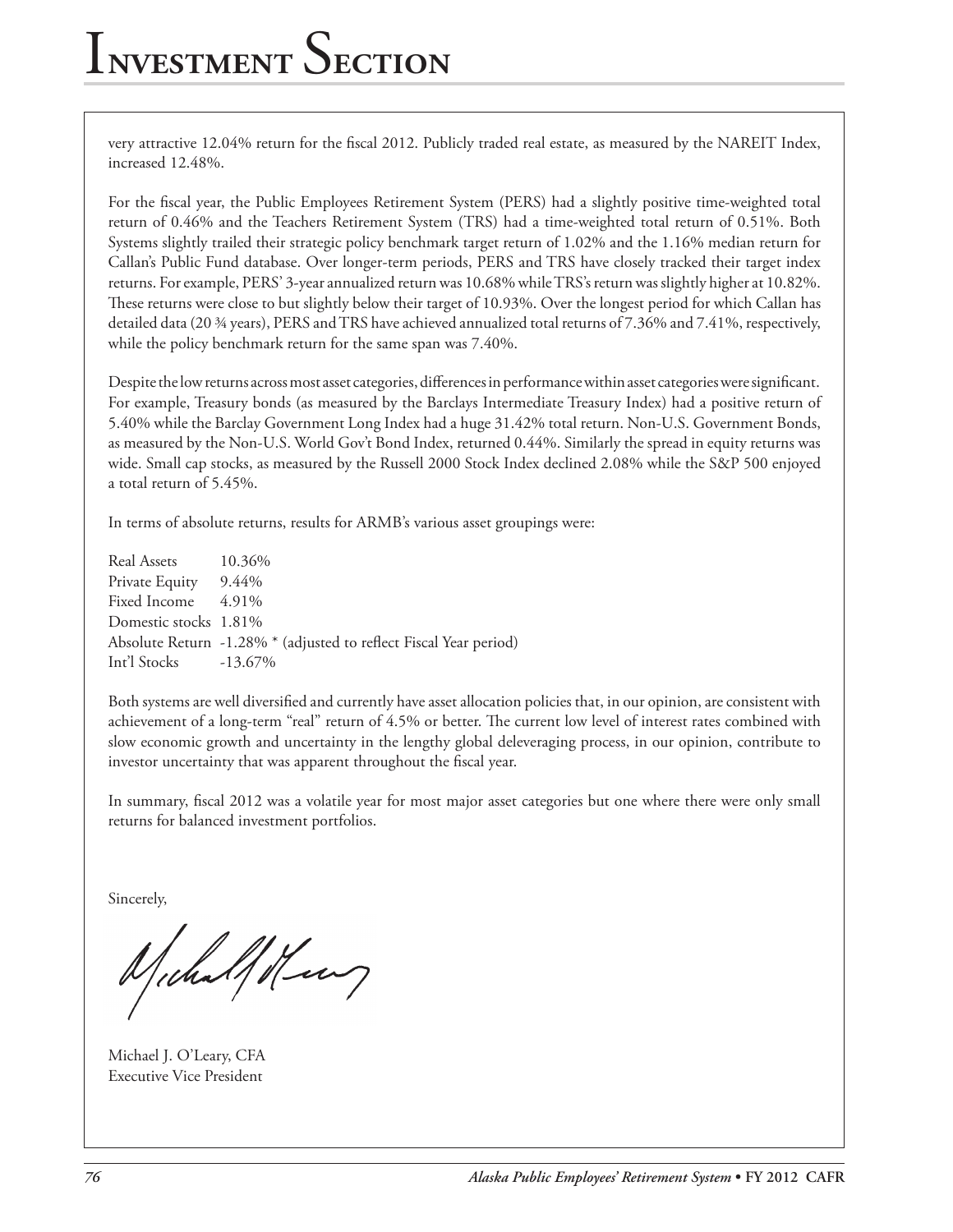very attractive 12.04% return for the fiscal 2012. Publicly traded real estate, as measured by the NAREIT Index, increased 12.48%.

For the fiscal year, the Public Employees Retirement System (PERS) had a slightly positive time-weighted total return of 0.46% and the Teachers Retirement System (TRS) had a time-weighted total return of 0.51%. Both Systems slightly trailed their strategic policy benchmark target return of 1.02% and the 1.16% median return for Callan's Public Fund database. Over longer-term periods, PERS and TRS have closely tracked their target index returns. For example, PERS' 3-year annualized return was 10.68% while TRS's return was slightly higher at 10.82%. These returns were close to but slightly below their target of 10.93%. Over the longest period for which Callan has detailed data (20 ¾ years), PERS and TRS have achieved annualized total returns of 7.36% and 7.41%, respectively, while the policy benchmark return for the same span was 7.40%.

Despite the low returns across most asset categories, differences in performance within asset categories were significant. For example, Treasury bonds (as measured by the Barclays Intermediate Treasury Index) had a positive return of 5.40% while the Barclay Government Long Index had a huge 31.42% total return. Non-U.S. Government Bonds, as measured by the Non-U.S. World Gov't Bond Index, returned 0.44%. Similarly the spread in equity returns was wide. Small cap stocks, as measured by the Russell 2000 Stock Index declined 2.08% while the S&P 500 enjoyed a total return of 5.45%.

In terms of absolute returns, results for ARMB's various asset groupings were:

| | |
|---|---|
| Real Assets | 10.36% |
| Private Equity | 9.44% |
| Fixed Income | 4.91% |
| Domestic stocks | 1.81% |
| Absolute Return | -1.28% * (adjusted to reflect Fiscal Year period) |
| Int'l Stocks | -13.67% |

Both systems are well diversified and currently have asset allocation policies that, in our opinion, are consistent with achievement of a long-term "real" return of 4.5% or better. The current low level of interest rates combined with slow economic growth and uncertainty in the lengthy global deleveraging process, in our opinion, contribute to investor uncertainty that was apparent throughout the fiscal year.

In summary, fiscal 2012 was a volatile year for most major asset categories but one where there were only small returns for balanced investment portfolios.

Sincerely,

Michael J. O'Leary, CFA
Executive Vice President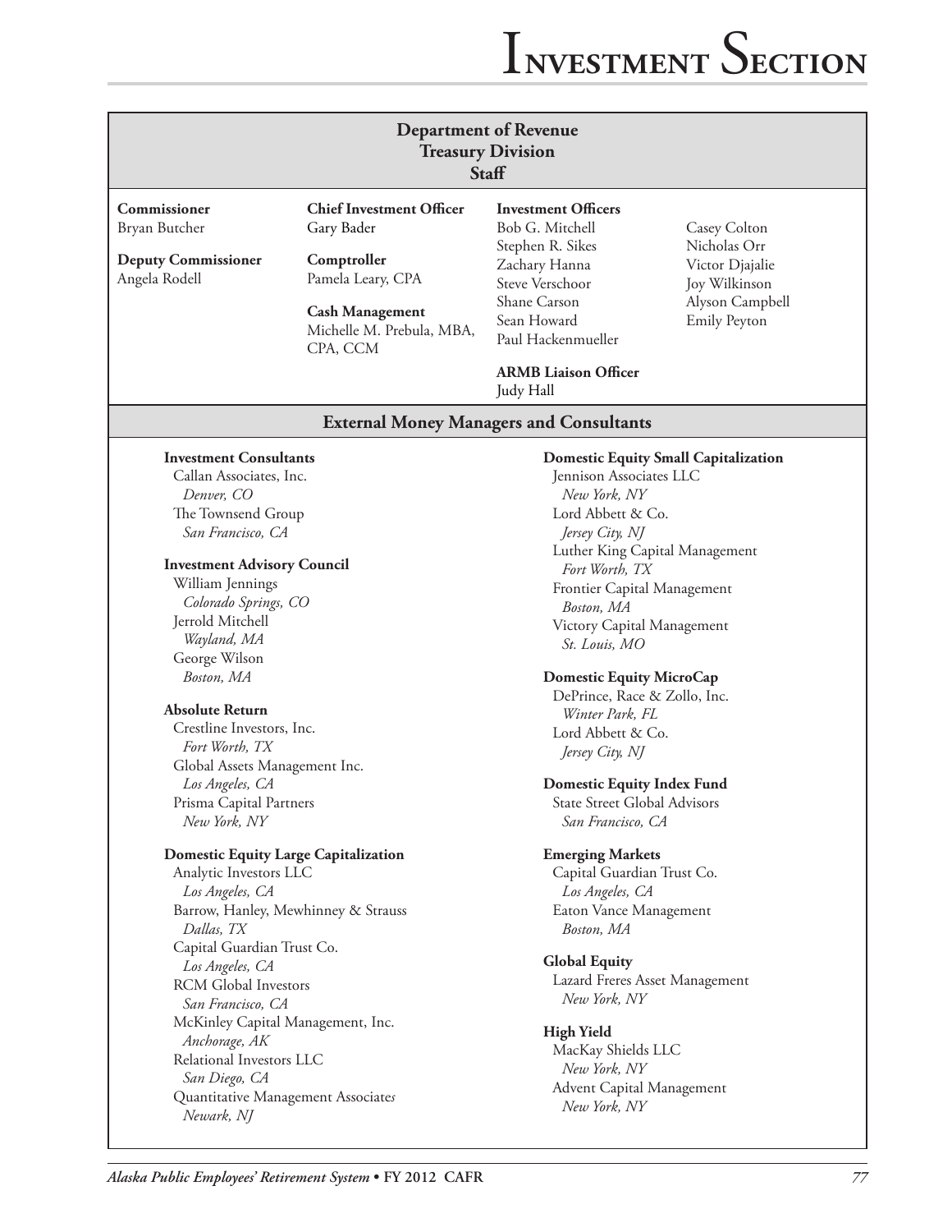# Investment Section

## Department of Revenue
## Treasury Division
## Staff

**Commissioner**
Bryan Butcher

**Deputy Commissioner**
Angela Rodell

**Chief Investment Officer**
Gary Bader

**Comptroller**
Pamela Leary, CPA

**Cash Management**
Michelle M. Prebula, MBA, CPA, CCM

**Investment Officers**
Bob G. Mitchell
Stephen R. Sikes
Zachary Hanna
Steve Verschoor
Shane Carson
Sean Howard
Paul Hackenmueller
Casey Colton
Nicholas Orr
Victor Djajalie
Joy Wilkinson
Alyson Campbell
Emily Peyton

**ARMB Liaison Officer**
Judy Hall

## External Money Managers and Consultants

**Investment Consultants**
Callan Associates, Inc.
*Denver, CO*
The Townsend Group
*San Francisco, CA*

**Investment Advisory Council**
William Jennings
*Colorado Springs, CO*
Jerrold Mitchell
*Wayland, MA*
George Wilson
*Boston, MA*

**Absolute Return**
Crestline Investors, Inc.
*Fort Worth, TX*
Global Assets Management Inc.
*Los Angeles, CA*
Prisma Capital Partners
*New York, NY*

**Domestic Equity Large Capitalization**
Analytic Investors LLC
*Los Angeles, CA*
Barrow, Hanley, Mewhinney & Strauss
*Dallas, TX*
Capital Guardian Trust Co.
*Los Angeles, CA*
RCM Global Investors
*San Francisco, CA*
McKinley Capital Management, Inc.
*Anchorage, AK*
Relational Investors LLC
*San Diego, CA*
Quantitative Management Associates
*Newark, NJ*

**Domestic Equity Small Capitalization**
Jennison Associates LLC
*New York, NY*
Lord Abbett & Co.
*Jersey City, NJ*
Luther King Capital Management
*Fort Worth, TX*
Frontier Capital Management
*Boston, MA*
Victory Capital Management
*St. Louis, MO*

**Domestic Equity MicroCap**
DePrince, Race & Zollo, Inc.
*Winter Park, FL*
Lord Abbett & Co.
*Jersey City, NJ*

**Domestic Equity Index Fund**
State Street Global Advisors
*San Francisco, CA*

**Emerging Markets**
Capital Guardian Trust Co.
*Los Angeles, CA*
Eaton Vance Management
*Boston, MA*

**Global Equity**
Lazard Freres Asset Management
*New York, NY*

**High Yield**
MacKay Shields LLC
*New York, NY*
Advent Capital Management
*New York, NY*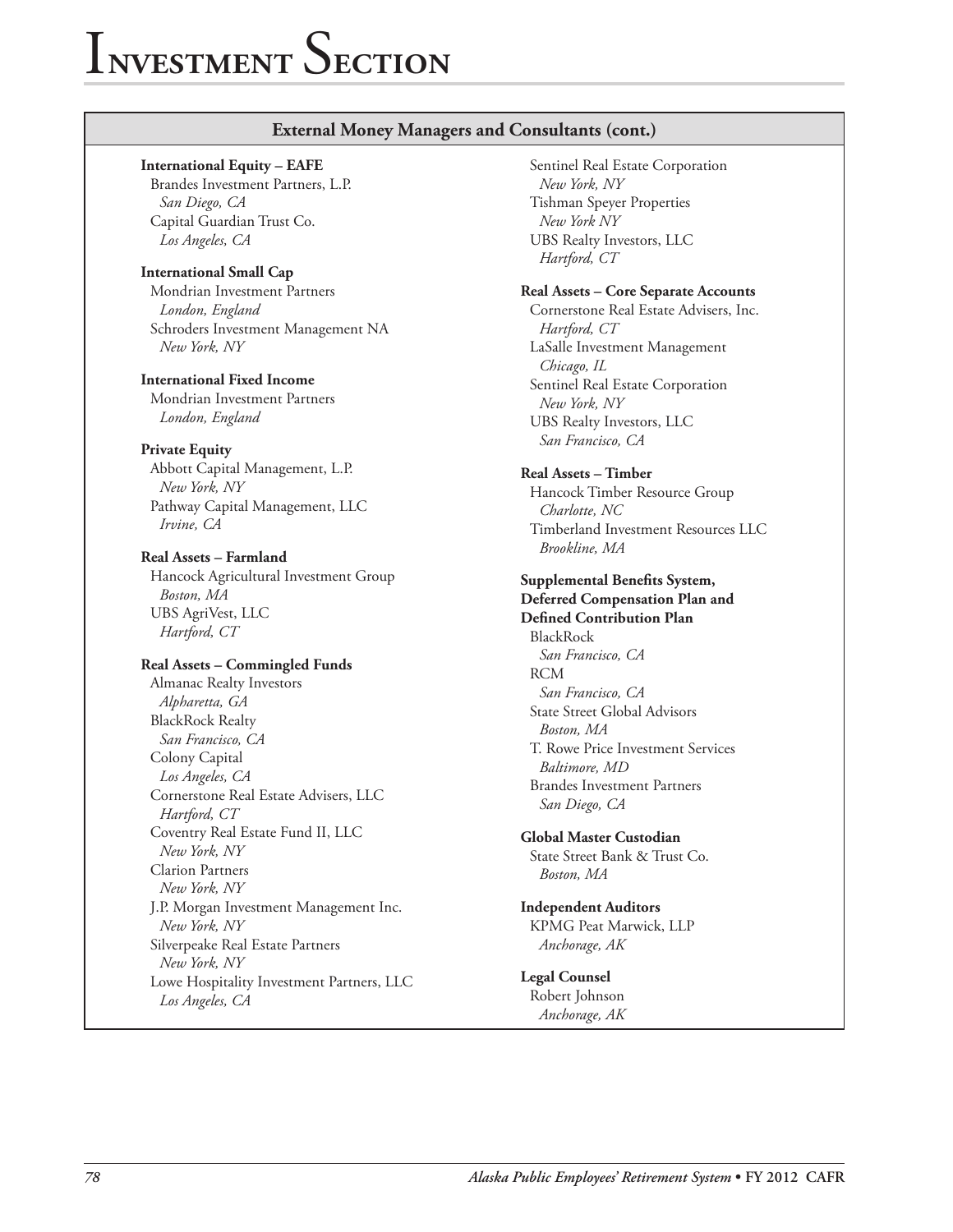# Investment Section

## External Money Managers and Consultants (cont.)

**International Equity – EAFE**

Brandes Investment Partners, L.P.
*San Diego, CA*

Capital Guardian Trust Co.
*Los Angeles, CA*

**International Small Cap**

Mondrian Investment Partners
*London, England*

Schroders Investment Management NA
*New York, NY*

**International Fixed Income**

Mondrian Investment Partners
*London, England*

**Private Equity**

Abbott Capital Management, L.P.
*New York, NY*

Pathway Capital Management, LLC
*Irvine, CA*

**Real Assets – Farmland**

Hancock Agricultural Investment Group
*Boston, MA*

UBS AgriVest, LLC
*Hartford, CT*

**Real Assets – Commingled Funds**

Almanac Realty Investors
*Alpharetta, GA*

BlackRock Realty
*San Francisco, CA*

Colony Capital
*Los Angeles, CA*

Cornerstone Real Estate Advisers, LLC
*Hartford, CT*

Coventry Real Estate Fund II, LLC
*New York, NY*

Clarion Partners
*New York, NY*

J.P. Morgan Investment Management Inc.
*New York, NY*

Silverpeake Real Estate Partners
*New York, NY*

Lowe Hospitality Investment Partners, LLC
*Los Angeles, CA*

Sentinel Real Estate Corporation
*New York, NY*

Tishman Speyer Properties
*New York NY*

UBS Realty Investors, LLC
*Hartford, CT*

**Real Assets – Core Separate Accounts**

Cornerstone Real Estate Advisers, Inc.
*Hartford, CT*

LaSalle Investment Management
*Chicago, IL*

Sentinel Real Estate Corporation
*New York, NY*

UBS Realty Investors, LLC
*San Francisco, CA*

**Real Assets – Timber**

Hancock Timber Resource Group
*Charlotte, NC*

Timberland Investment Resources LLC
*Brookline, MA*

**Supplemental Benefits System, Deferred Compensation Plan and Defined Contribution Plan**

BlackRock
*San Francisco, CA*

RCM
*San Francisco, CA*

State Street Global Advisors
*Boston, MA*

T. Rowe Price Investment Services
*Baltimore, MD*

Brandes Investment Partners
*San Diego, CA*

**Global Master Custodian**

State Street Bank & Trust Co.
*Boston, MA*

**Independent Auditors**

KPMG Peat Marwick, LLP
*Anchorage, AK*

**Legal Counsel**

Robert Johnson
*Anchorage, AK*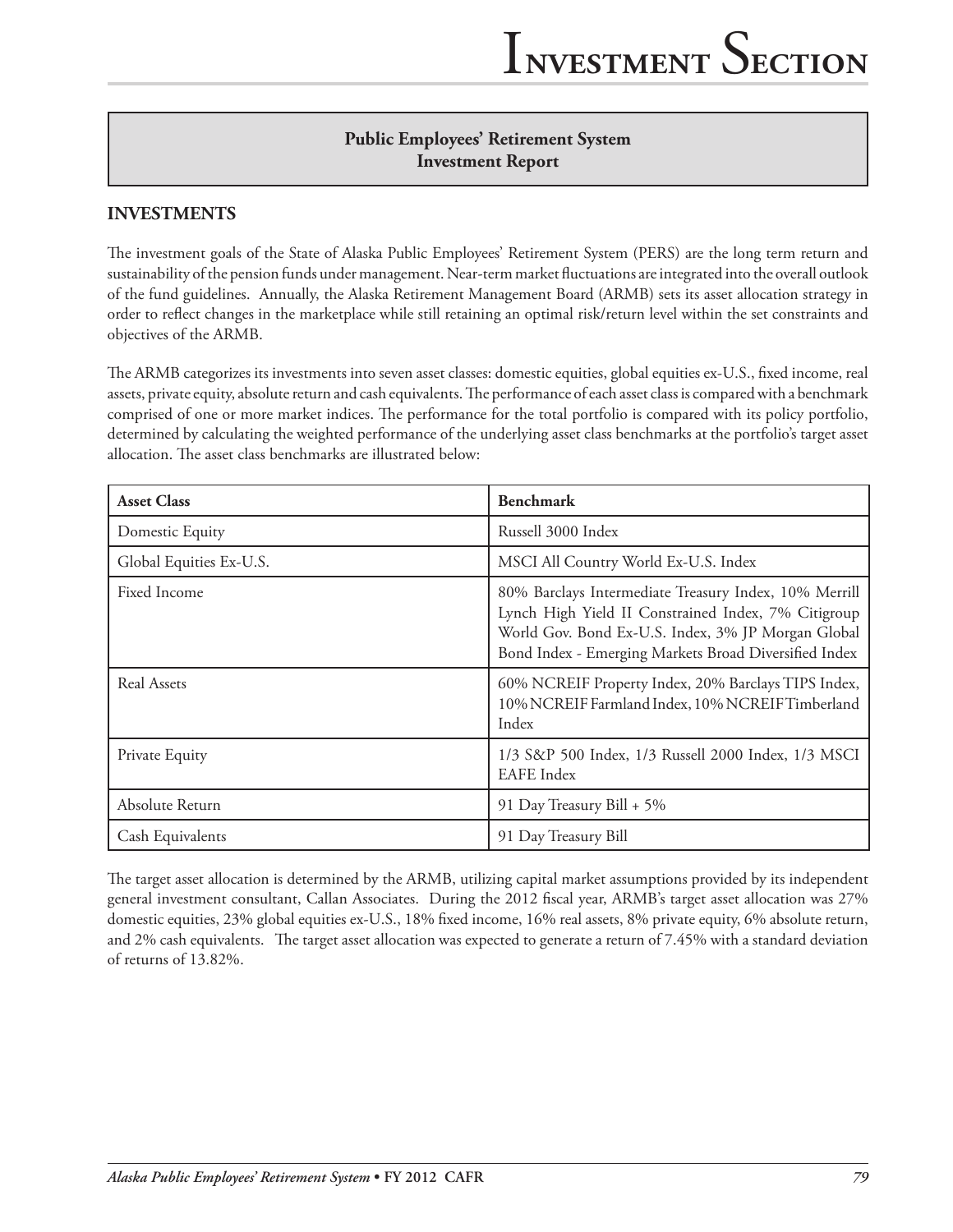## Public Employees' Retirement System Investment Report

### INVESTMENTS

The investment goals of the State of Alaska Public Employees' Retirement System (PERS) are the long term return and sustainability of the pension funds under management. Near-term market fluctuations are integrated into the overall outlook of the fund guidelines. Annually, the Alaska Retirement Management Board (ARMB) sets its asset allocation strategy in order to reflect changes in the marketplace while still retaining an optimal risk/return level within the set constraints and objectives of the ARMB.

The ARMB categorizes its investments into seven asset classes: domestic equities, global equities ex-U.S., fixed income, real assets, private equity, absolute return and cash equivalents. The performance of each asset class is compared with a benchmark comprised of one or more market indices. The performance for the total portfolio is compared with its policy portfolio, determined by calculating the weighted performance of the underlying asset class benchmarks at the portfolio's target asset allocation. The asset class benchmarks are illustrated below:

| Asset Class | Benchmark |
|---|---|
| Domestic Equity | Russell 3000 Index |
| Global Equities Ex-U.S. | MSCI All Country World Ex-U.S. Index |
| Fixed Income | 80% Barclays Intermediate Treasury Index, 10% Merrill Lynch High Yield II Constrained Index, 7% Citigroup World Gov. Bond Ex-U.S. Index, 3% JP Morgan Global Bond Index - Emerging Markets Broad Diversified Index |
| Real Assets | 60% NCREIF Property Index, 20% Barclays TIPS Index, 10% NCREIF Farmland Index, 10% NCREIF Timberland Index |
| Private Equity | 1/3 S&P 500 Index, 1/3 Russell 2000 Index, 1/3 MSCI EAFE Index |
| Absolute Return | 91 Day Treasury Bill + 5% |
| Cash Equivalents | 91 Day Treasury Bill |

The target asset allocation is determined by the ARMB, utilizing capital market assumptions provided by its independent general investment consultant, Callan Associates. During the 2012 fiscal year, ARMB's target asset allocation was 27% domestic equities, 23% global equities ex-U.S., 18% fixed income, 16% real assets, 8% private equity, 6% absolute return, and 2% cash equivalents. The target asset allocation was expected to generate a return of 7.45% with a standard deviation of returns of 13.82%.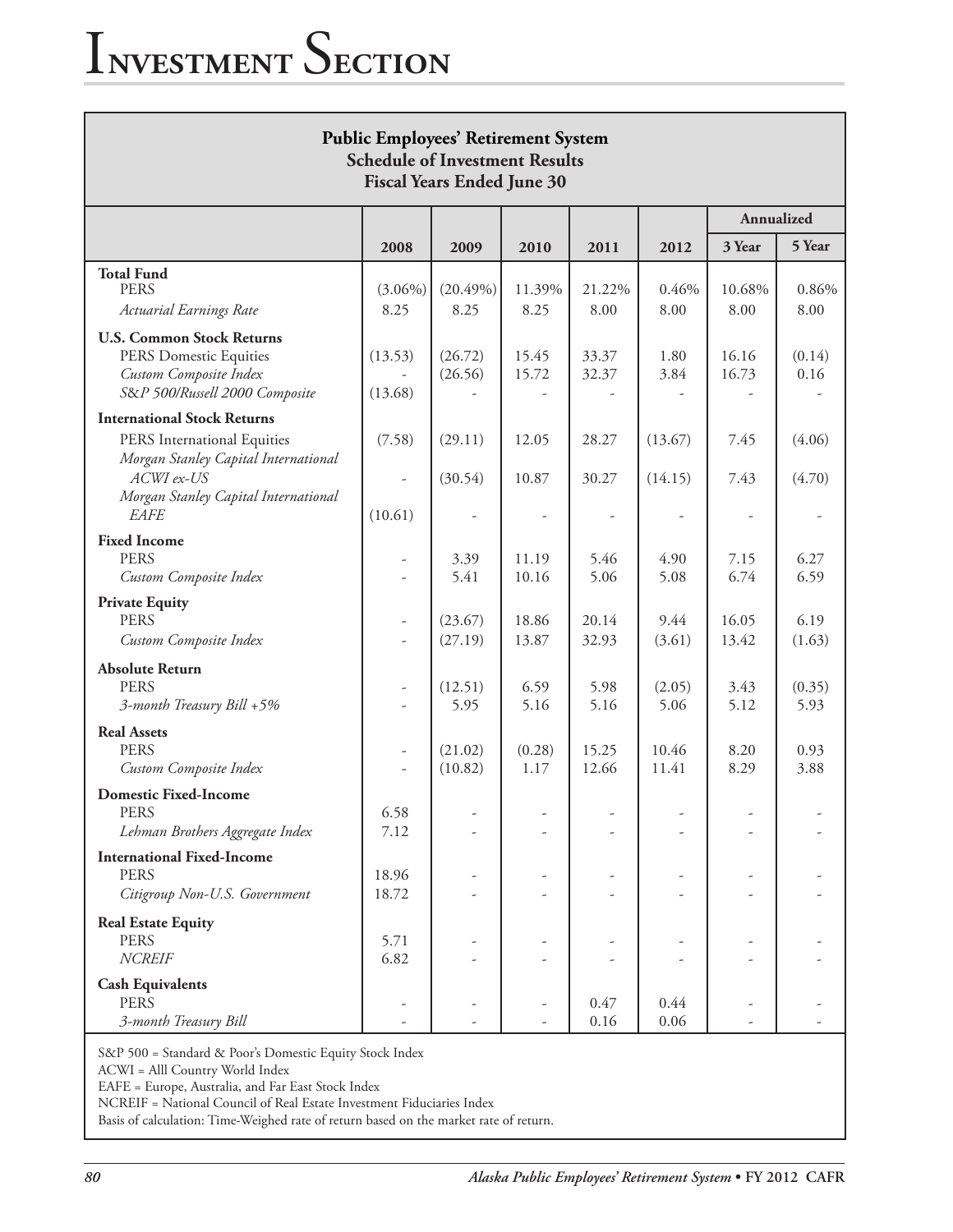## Public Employees' Retirement System
### Schedule of Investment Results
### Fiscal Years Ended June 30

| | 2008 | 2009 | 2010 | 2011 | 2012 | Annualized 3 Year | Annualized 5 Year |
|---|---|---|---|---|---|---|---|
| **Total Fund** | | | | | | | |
| PERS | (3.06%) | (20.49%) | 11.39% | 21.22% | 0.46% | 10.68% | 0.86% |
| *Actuarial Earnings Rate* | 8.25 | 8.25 | 8.25 | 8.00 | 8.00 | 8.00 | 8.00 |
| **U.S. Common Stock Returns** | | | | | | | |
| PERS Domestic Equities | (13.53) | (26.72) | 15.45 | 33.37 | 1.80 | 16.16 | (0.14) |
| *Custom Composite Index* | - | (26.56) | 15.72 | 32.37 | 3.84 | 16.73 | 0.16 |
| *S&P 500/Russell 2000 Composite* | (13.68) | - | - | - | - | - | - |
| **International Stock Returns** | | | | | | | |
| PERS International Equities | (7.58) | (29.11) | 12.05 | 28.27 | (13.67) | 7.45 | (4.06) |
| *Morgan Stanley Capital International ACWI ex-US* | - | (30.54) | 10.87 | 30.27 | (14.15) | 7.43 | (4.70) |
| *Morgan Stanley Capital International EAFE* | (10.61) | - | - | - | - | - | - |
| **Fixed Income** | | | | | | | |
| PERS | - | 3.39 | 11.19 | 5.46 | 4.90 | 7.15 | 6.27 |
| *Custom Composite Index* | - | 5.41 | 10.16 | 5.06 | 5.08 | 6.74 | 6.59 |
| **Private Equity** | | | | | | | |
| PERS | - | (23.67) | 18.86 | 20.14 | 9.44 | 16.05 | 6.19 |
| *Custom Composite Index* | - | (27.19) | 13.87 | 32.93 | (3.61) | 13.42 | (1.63) |
| **Absolute Return** | | | | | | | |
| PERS | - | (12.51) | 6.59 | 5.98 | (2.05) | 3.43 | (0.35) |
| *3-month Treasury Bill +5%* | - | 5.95 | 5.16 | 5.16 | 5.06 | 5.12 | 5.93 |
| **Real Assets** | | | | | | | |
| PERS | - | (21.02) | (0.28) | 15.25 | 10.46 | 8.20 | 0.93 |
| *Custom Composite Index* | - | (10.82) | 1.17 | 12.66 | 11.41 | 8.29 | 3.88 |
| **Domestic Fixed-Income** | | | | | | | |
| PERS | 6.58 | - | - | - | - | - | - |
| *Lehman Brothers Aggregate Index* | 7.12 | - | - | - | - | - | - |
| **International Fixed-Income** | | | | | | | |
| PERS | 18.96 | - | - | - | - | - | - |
| *Citigroup Non-U.S. Government* | 18.72 | - | - | - | - | - | - |
| **Real Estate Equity** | | | | | | | |
| PERS | 5.71 | - | - | - | - | - | - |
| *NCREIF* | 6.82 | - | - | - | - | - | - |
| **Cash Equivalents** | | | | | | | |
| PERS | - | - | - | 0.47 | 0.44 | - | - |
| *3-month Treasury Bill* | - | - | - | 0.16 | 0.06 | - | - |

S&P 500 = Standard & Poor's Domestic Equity Stock Index
ACWI = Alll Country World Index
EAFE = Europe, Australia, and Far East Stock Index
NCREIF = National Council of Real Estate Investment Fiduciaries Index
Basis of calculation: Time-Weighed rate of return based on the market rate of return.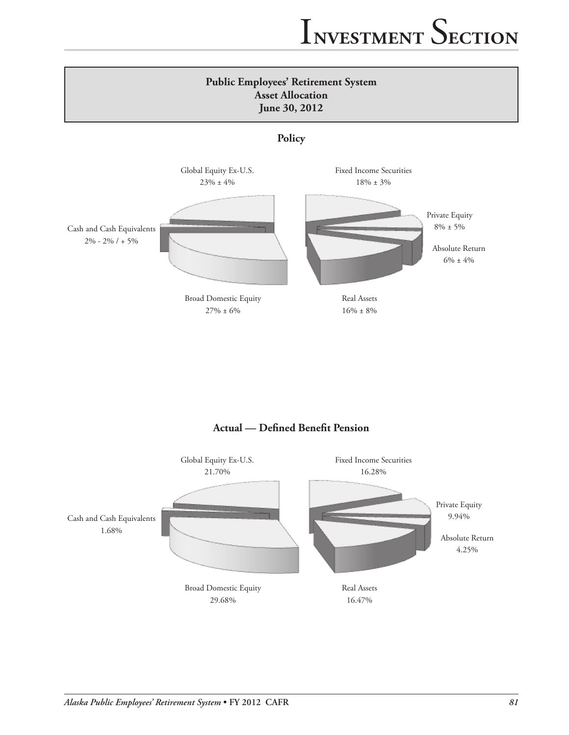## Public Employees' Retirement System
## Asset Allocation
## June 30, 2012

### Policy

Global Equity Ex-U.S.
23% ± 4%

Fixed Income Securities
18% ± 3%

Private Equity
8% ± 5%

Absolute Return
6% ± 4%

Cash and Cash Equivalents
2% - 2% / + 5%

Broad Domestic Equity
27% ± 6%

Real Assets
16% ± 8%

### Actual — Defined Benefit Pension

Global Equity Ex-U.S.
21.70%

Fixed Income Securities
16.28%

Private Equity
9.94%

Absolute Return
4.25%

Cash and Cash Equivalents
1.68%

Broad Domestic Equity
29.68%

Real Assets
16.47%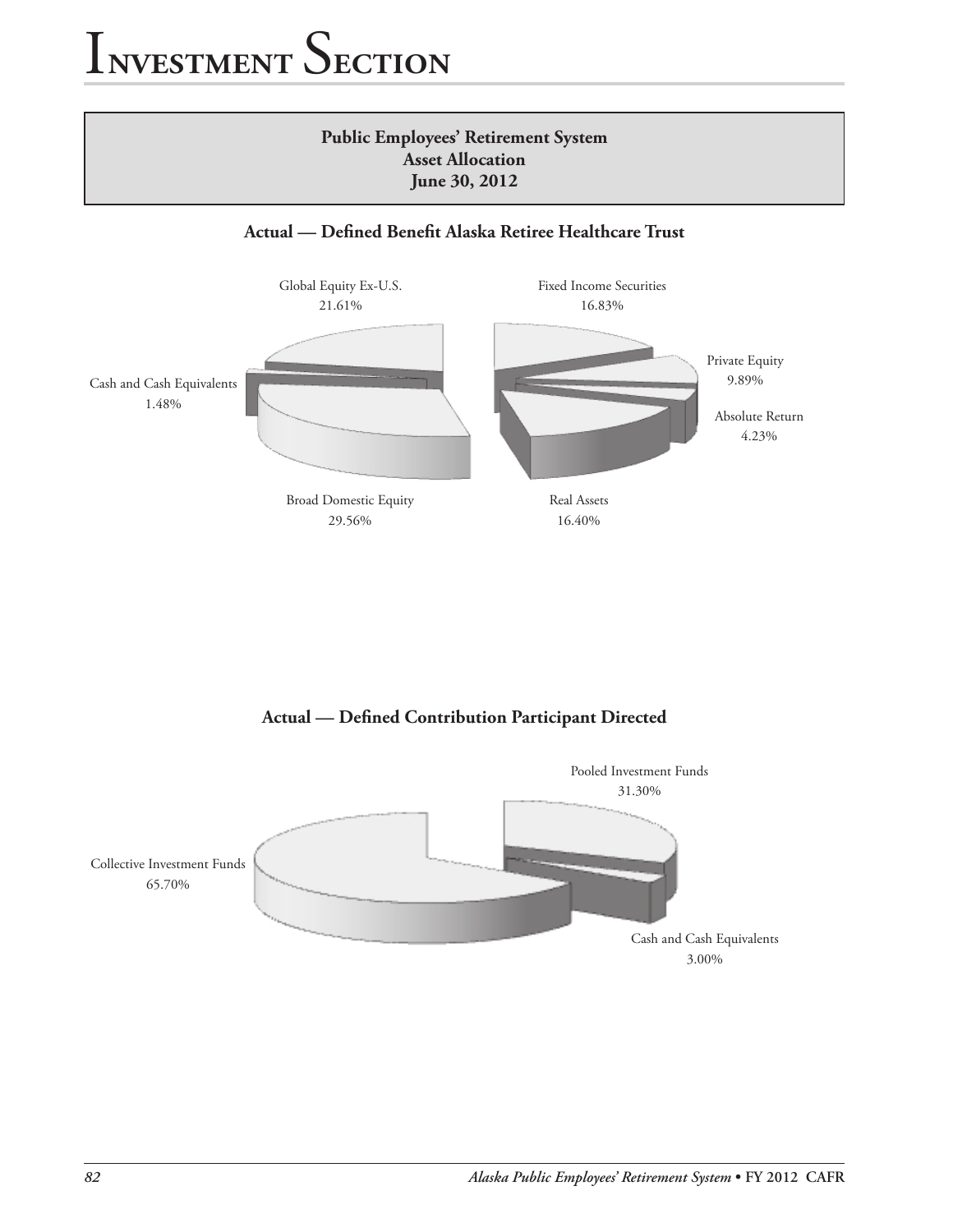**Public Employees' Retirement System**
**Asset Allocation**
**June 30, 2012**

### Actual — Defined Benefit Alaska Retiree Healthcare Trust

Global Equity Ex-U.S.
21.61%

Fixed Income Securities
16.83%

Private Equity
9.89%

Absolute Return
4.23%

Cash and Cash Equivalents
1.48%

Broad Domestic Equity
29.56%

Real Assets
16.40%

### Actual — Defined Contribution Participant Directed

Pooled Investment Funds
31.30%

Collective Investment Funds
65.70%

Cash and Cash Equivalents
3.00%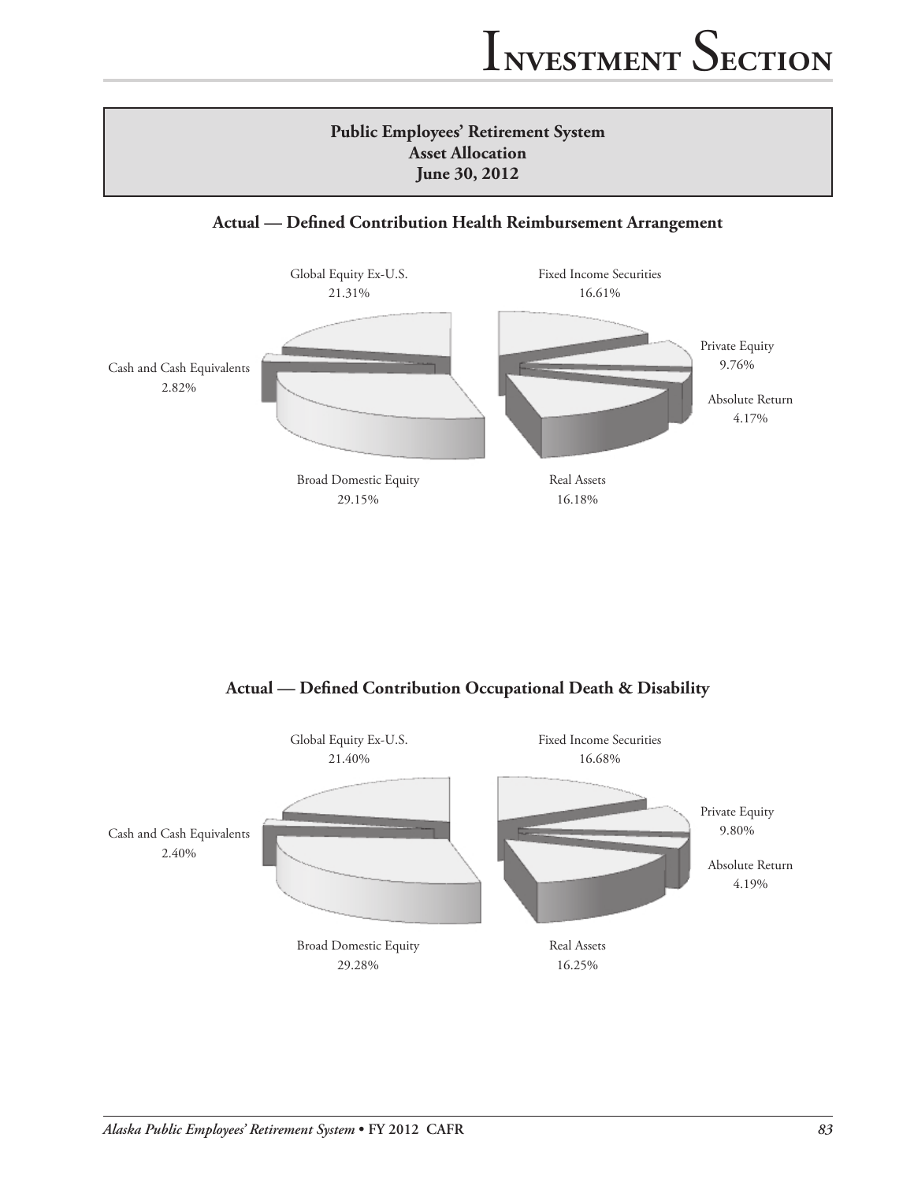**Public Employees' Retirement System**
**Asset Allocation**
**June 30, 2012**

### Actual — Defined Contribution Health Reimbursement Arrangement

| Asset Class | Percentage |
|---|---|
| Global Equity Ex-U.S. | 21.31% |
| Fixed Income Securities | 16.61% |
| Private Equity | 9.76% |
| Absolute Return | 4.17% |
| Real Assets | 16.18% |
| Broad Domestic Equity | 29.15% |
| Cash and Cash Equivalents | 2.82% |

### Actual — Defined Contribution Occupational Death & Disability

| Asset Class | Percentage |
|---|---|
| Global Equity Ex-U.S. | 21.40% |
| Fixed Income Securities | 16.68% |
| Private Equity | 9.80% |
| Absolute Return | 4.19% |
| Real Assets | 16.25% |
| Broad Domestic Equity | 29.28% |
| Cash and Cash Equivalents | 2.40% |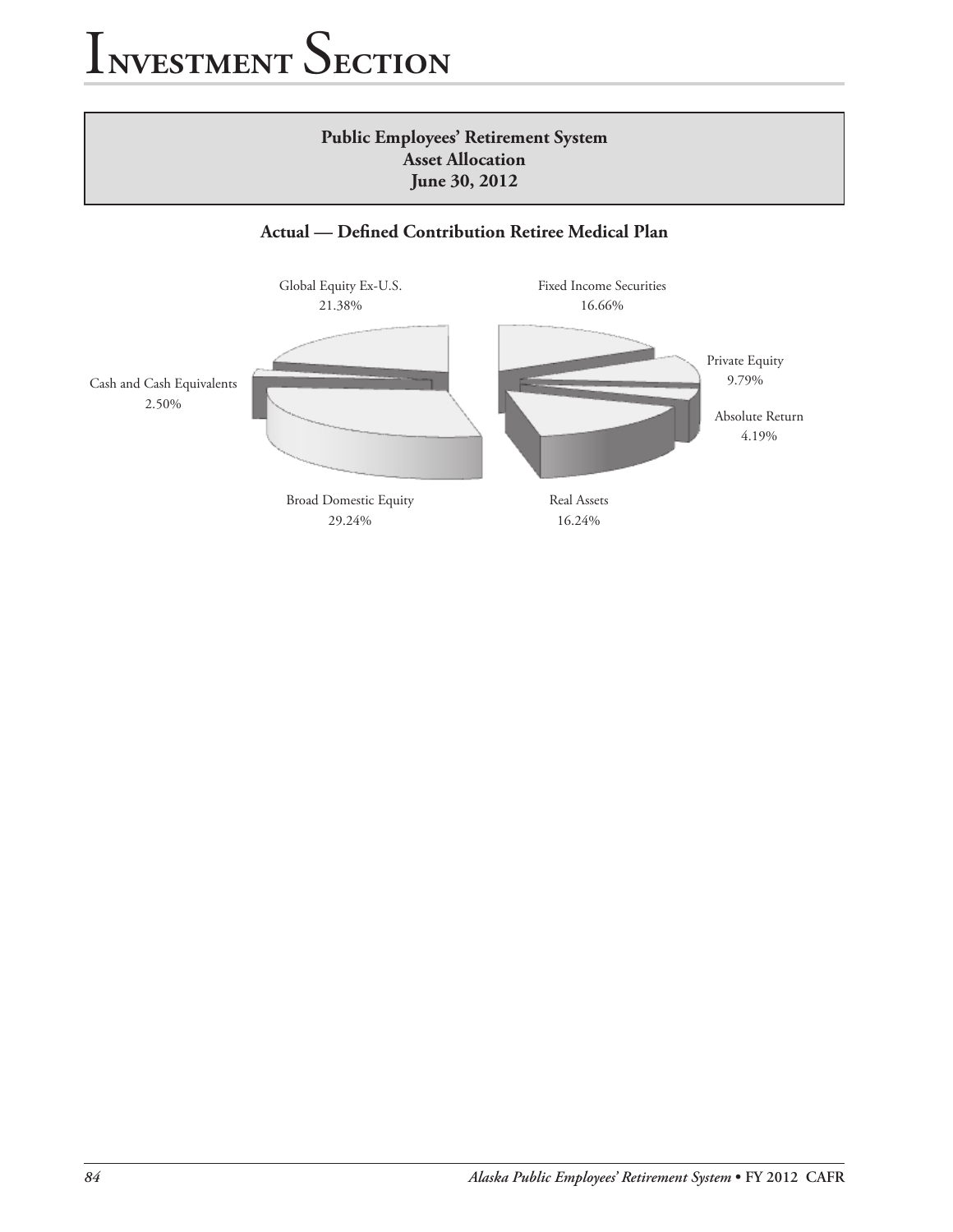# Investment Section

**Public Employees' Retirement System**
**Asset Allocation**
**June 30, 2012**

### Actual — Defined Contribution Retiree Medical Plan

Global Equity Ex-U.S.
21.38%

Fixed Income Securities
16.66%

Private Equity
9.79%

Absolute Return
4.19%

Cash and Cash Equivalents
2.50%

Broad Domestic Equity
29.24%

Real Assets
16.24%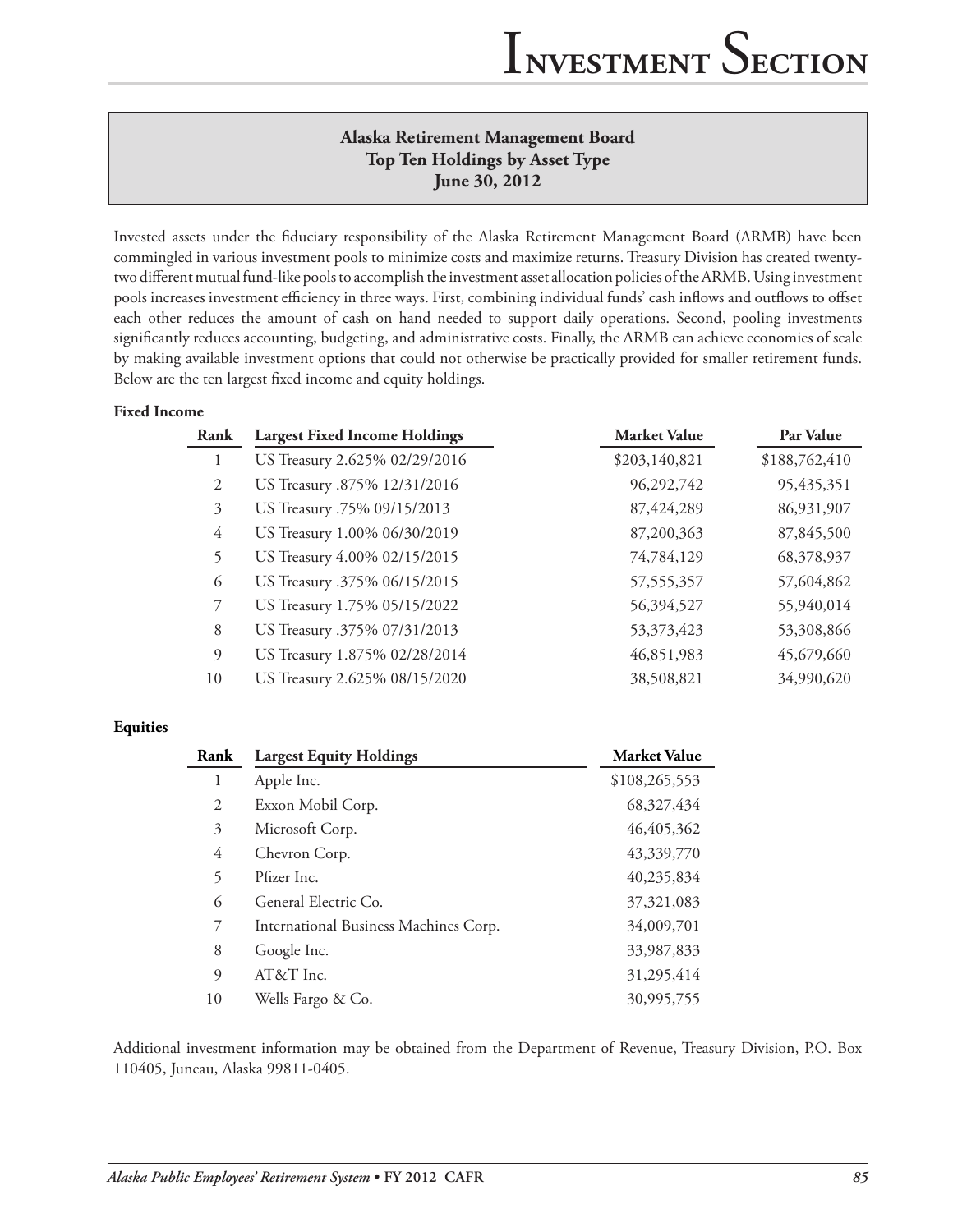## Alaska Retirement Management Board
## Top Ten Holdings by Asset Type
## June 30, 2012

Invested assets under the fiduciary responsibility of the Alaska Retirement Management Board (ARMB) have been commingled in various investment pools to minimize costs and maximize returns. Treasury Division has created twenty-two different mutual fund-like pools to accomplish the investment asset allocation policies of the ARMB. Using investment pools increases investment efficiency in three ways. First, combining individual funds' cash inflows and outflows to offset each other reduces the amount of cash on hand needed to support daily operations. Second, pooling investments significantly reduces accounting, budgeting, and administrative costs. Finally, the ARMB can achieve economies of scale by making available investment options that could not otherwise be practically provided for smaller retirement funds. Below are the ten largest fixed income and equity holdings.

**Fixed Income**

| Rank | Largest Fixed Income Holdings | Market Value | Par Value |
|---|---|---|---|
| 1 | US Treasury 2.625% 02/29/2016 | $203,140,821 | $188,762,410 |
| 2 | US Treasury .875% 12/31/2016 | 96,292,742 | 95,435,351 |
| 3 | US Treasury .75% 09/15/2013 | 87,424,289 | 86,931,907 |
| 4 | US Treasury 1.00% 06/30/2019 | 87,200,363 | 87,845,500 |
| 5 | US Treasury 4.00% 02/15/2015 | 74,784,129 | 68,378,937 |
| 6 | US Treasury .375% 06/15/2015 | 57,555,357 | 57,604,862 |
| 7 | US Treasury 1.75% 05/15/2022 | 56,394,527 | 55,940,014 |
| 8 | US Treasury .375% 07/31/2013 | 53,373,423 | 53,308,866 |
| 9 | US Treasury 1.875% 02/28/2014 | 46,851,983 | 45,679,660 |
| 10 | US Treasury 2.625% 08/15/2020 | 38,508,821 | 34,990,620 |

**Equities**

| Rank | Largest Equity Holdings | Market Value |
|---|---|---|
| 1 | Apple Inc. | $108,265,553 |
| 2 | Exxon Mobil Corp. | 68,327,434 |
| 3 | Microsoft Corp. | 46,405,362 |
| 4 | Chevron Corp. | 43,339,770 |
| 5 | Pfizer Inc. | 40,235,834 |
| 6 | General Electric Co. | 37,321,083 |
| 7 | International Business Machines Corp. | 34,009,701 |
| 8 | Google Inc. | 33,987,833 |
| 9 | AT&T Inc. | 31,295,414 |
| 10 | Wells Fargo & Co. | 30,995,755 |

Additional investment information may be obtained from the Department of Revenue, Treasury Division, P.O. Box 110405, Juneau, Alaska 99811-0405.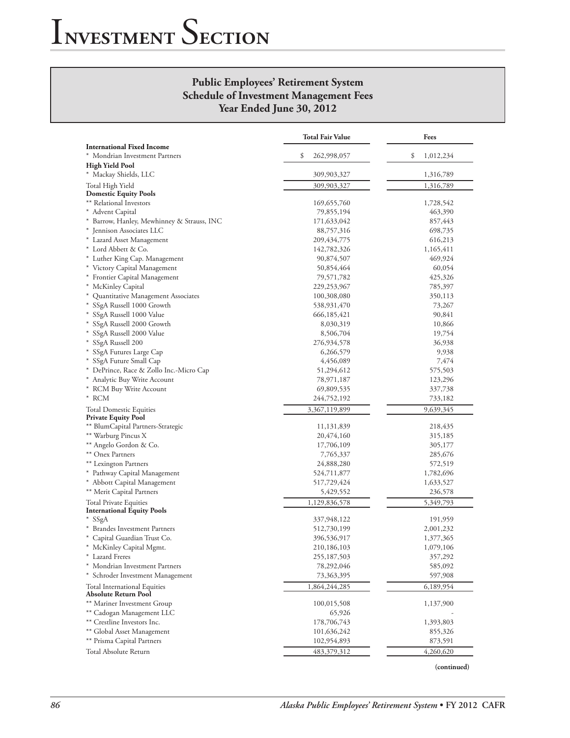## Public Employees' Retirement System
## Schedule of Investment Management Fees
## Year Ended June 30, 2012

| | Total Fair Value | Fees |
|---|---|---|
| **International Fixed Income** | | |
| * Mondrian Investment Partners | $ 262,998,057 | $ 1,012,234 |
| **High Yield Pool** | | |
| * Mackay Shields, LLC | 309,903,327 | 1,316,789 |
| Total High Yield | 309,903,327 | 1,316,789 |
| **Domestic Equity Pools** | | |
| ** Relational Investors | 169,655,760 | 1,728,542 |
| * Advent Capital | 79,855,194 | 463,390 |
| * Barrow, Hanley, Mewhinney & Strauss, INC | 171,633,042 | 857,443 |
| * Jennison Associates LLC | 88,757,316 | 698,735 |
| * Lazard Asset Management | 209,434,775 | 616,213 |
| * Lord Abbett & Co. | 142,782,326 | 1,165,411 |
| * Luther King Cap. Management | 90,874,507 | 469,924 |
| * Victory Capital Management | 50,854,464 | 60,054 |
| * Frontier Capital Management | 79,571,782 | 425,326 |
| * McKinley Capital | 229,253,967 | 785,397 |
| * Quantitative Management Associates | 100,308,080 | 350,113 |
| * SSgA Russell 1000 Growth | 538,931,470 | 73,267 |
| * SSgA Russell 1000 Value | 666,185,421 | 90,841 |
| * SSgA Russell 2000 Growth | 8,030,319 | 10,866 |
| * SSgA Russell 2000 Value | 8,506,704 | 19,754 |
| * SSgA Russell 200 | 276,934,578 | 36,938 |
| * SSgA Futures Large Cap | 6,266,579 | 9,938 |
| * SSgA Future Small Cap | 4,456,089 | 7,474 |
| * DePrince, Race & Zollo Inc.-Micro Cap | 51,294,612 | 575,503 |
| * Analytic Buy Write Account | 78,971,187 | 123,296 |
| * RCM Buy Write Account | 69,809,535 | 337,738 |
| * RCM | 244,752,192 | 733,182 |
| Total Domestic Equities | 3,367,119,899 | 9,639,345 |
| **Private Equity Pool** | | |
| ** BlumCapital Partners-Strategic | 11,131,839 | 218,435 |
| ** Warburg Pincus X | 20,474,160 | 315,185 |
| ** Angelo Gordon & Co. | 17,706,109 | 305,177 |
| ** Onex Partners | 7,765,337 | 285,676 |
| ** Lexington Partners | 24,888,280 | 572,519 |
| * Pathway Capital Management | 524,711,877 | 1,782,696 |
| * Abbott Capital Management | 517,729,424 | 1,633,527 |
| ** Merit Capital Partners | 5,429,552 | 236,578 |
| Total Private Equities | 1,129,836,578 | 5,349,793 |
| **International Equity Pools** | | |
| * SSgA | 337,948,122 | 191,959 |
| * Brandes Investment Partners | 512,730,199 | 2,001,232 |
| * Capital Guardian Trust Co. | 396,536,917 | 1,377,365 |
| * McKinley Capital Mgmt. | 210,186,103 | 1,079,106 |
| * Lazard Freres | 255,187,503 | 357,292 |
| * Mondrian Investment Partners | 78,292,046 | 585,092 |
| * Schroder Investment Management | 73,363,395 | 597,908 |
| Total International Equities | 1,864,244,285 | 6,189,954 |
| **Absolute Return Pool** | | |
| ** Mariner Investment Group | 100,015,508 | 1,137,900 |
| ** Cadogan Management LLC | 65,926 | - |
| ** Crestline Investors Inc. | 178,706,743 | 1,393,803 |
| ** Global Asset Management | 101,636,242 | 855,326 |
| ** Prisma Capital Partners | 102,954,893 | 873,591 |
| Total Absolute Return | 483,379,312 | 4,260,620 |

(continued)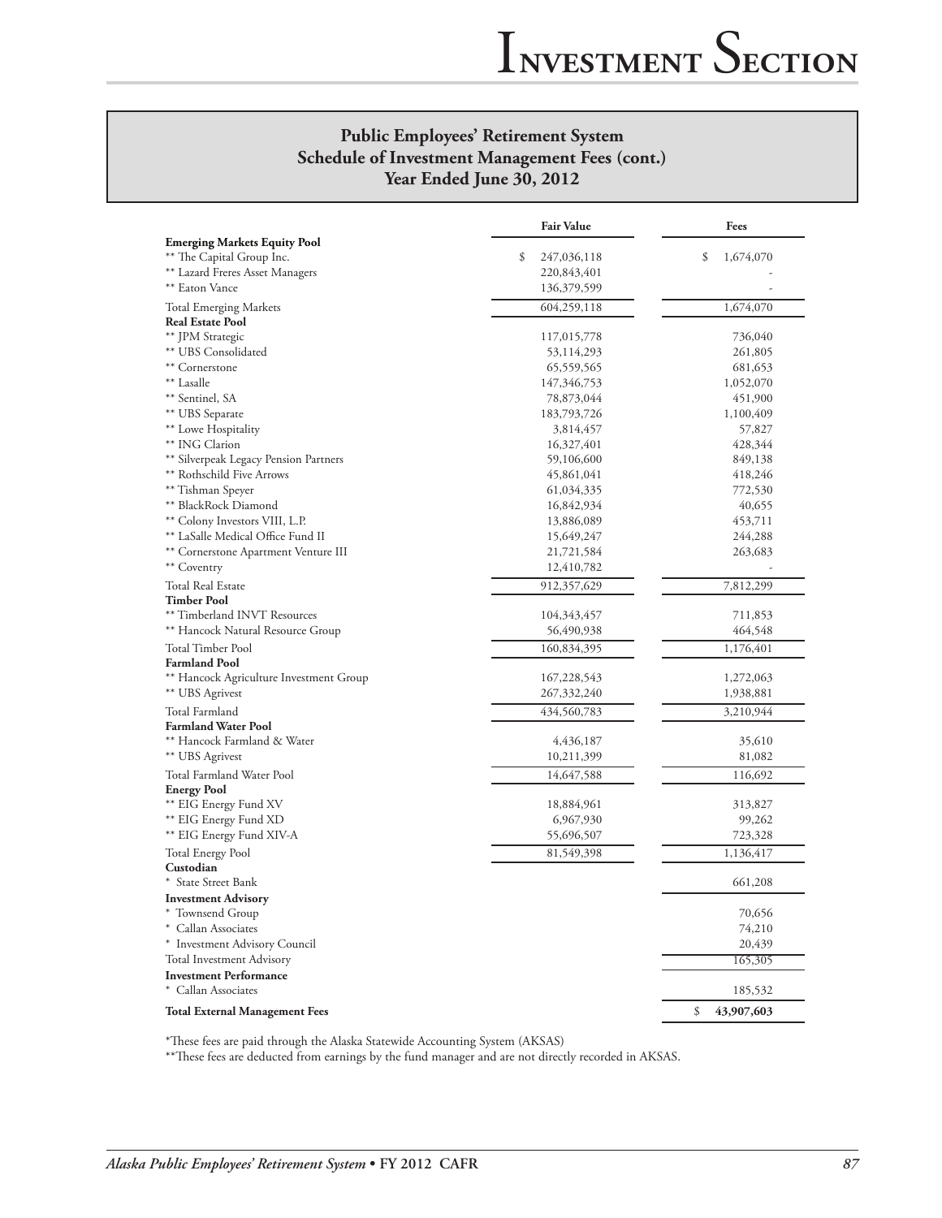## Public Employees' Retirement System
## Schedule of Investment Management Fees (cont.)
## Year Ended June 30, 2012

| | Fair Value | Fees |
|---|---|---|
| **Emerging Markets Equity Pool** | | |
| ** The Capital Group Inc. | $ 247,036,118 | $ 1,674,070 |
| ** Lazard Freres Asset Managers | 220,843,401 | - |
| ** Eaton Vance | 136,379,599 | - |
| Total Emerging Markets | 604,259,118 | 1,674,070 |
| **Real Estate Pool** | | |
| ** JPM Strategic | 117,015,778 | 736,040 |
| ** UBS Consolidated | 53,114,293 | 261,805 |
| ** Cornerstone | 65,559,565 | 681,653 |
| ** Lasalle | 147,346,753 | 1,052,070 |
| ** Sentinel, SA | 78,873,044 | 451,900 |
| ** UBS Separate | 183,793,726 | 1,100,409 |
| ** Lowe Hospitality | 3,814,457 | 57,827 |
| ** ING Clarion | 16,327,401 | 428,344 |
| ** Silverpeak Legacy Pension Partners | 59,106,600 | 849,138 |
| ** Rothschild Five Arrows | 45,861,041 | 418,246 |
| ** Tishman Speyer | 61,034,335 | 772,530 |
| ** BlackRock Diamond | 16,842,934 | 40,655 |
| ** Colony Investors VIII, L.P. | 13,886,089 | 453,711 |
| ** LaSalle Medical Office Fund II | 15,649,247 | 244,288 |
| ** Cornerstone Apartment Venture III | 21,721,584 | 263,683 |
| ** Coventry | 12,410,782 | - |
| Total Real Estate | 912,357,629 | 7,812,299 |
| **Timber Pool** | | |
| ** Timberland INVT Resources | 104,343,457 | 711,853 |
| ** Hancock Natural Resource Group | 56,490,938 | 464,548 |
| Total Timber Pool | 160,834,395 | 1,176,401 |
| **Farmland Pool** | | |
| ** Hancock Agriculture Investment Group | 167,228,543 | 1,272,063 |
| ** UBS Agrivest | 267,332,240 | 1,938,881 |
| Total Farmland | 434,560,783 | 3,210,944 |
| **Farmland Water Pool** | | |
| ** Hancock Farmland & Water | 4,436,187 | 35,610 |
| ** UBS Agrivest | 10,211,399 | 81,082 |
| Total Farmland Water Pool | 14,647,588 | 116,692 |
| **Energy Pool** | | |
| ** EIG Energy Fund XV | 18,884,961 | 313,827 |
| ** EIG Energy Fund XD | 6,967,930 | 99,262 |
| ** EIG Energy Fund XIV-A | 55,696,507 | 723,328 |
| Total Energy Pool | 81,549,398 | 1,136,417 |
| **Custodian** | | |
| * State Street Bank | | 661,208 |
| **Investment Advisory** | | |
| * Townsend Group | | 70,656 |
| * Callan Associates | | 74,210 |
| * Investment Advisory Council | | 20,439 |
| Total Investment Advisory | | 165,305 |
| **Investment Performance** | | |
| * Callan Associates | | 185,532 |
| **Total External Management Fees** | | $ **43,907,603** |

*These fees are paid through the Alaska Statewide Accounting System (AKSAS)

**These fees are deducted from earnings by the fund manager and are not directly recorded in AKSAS.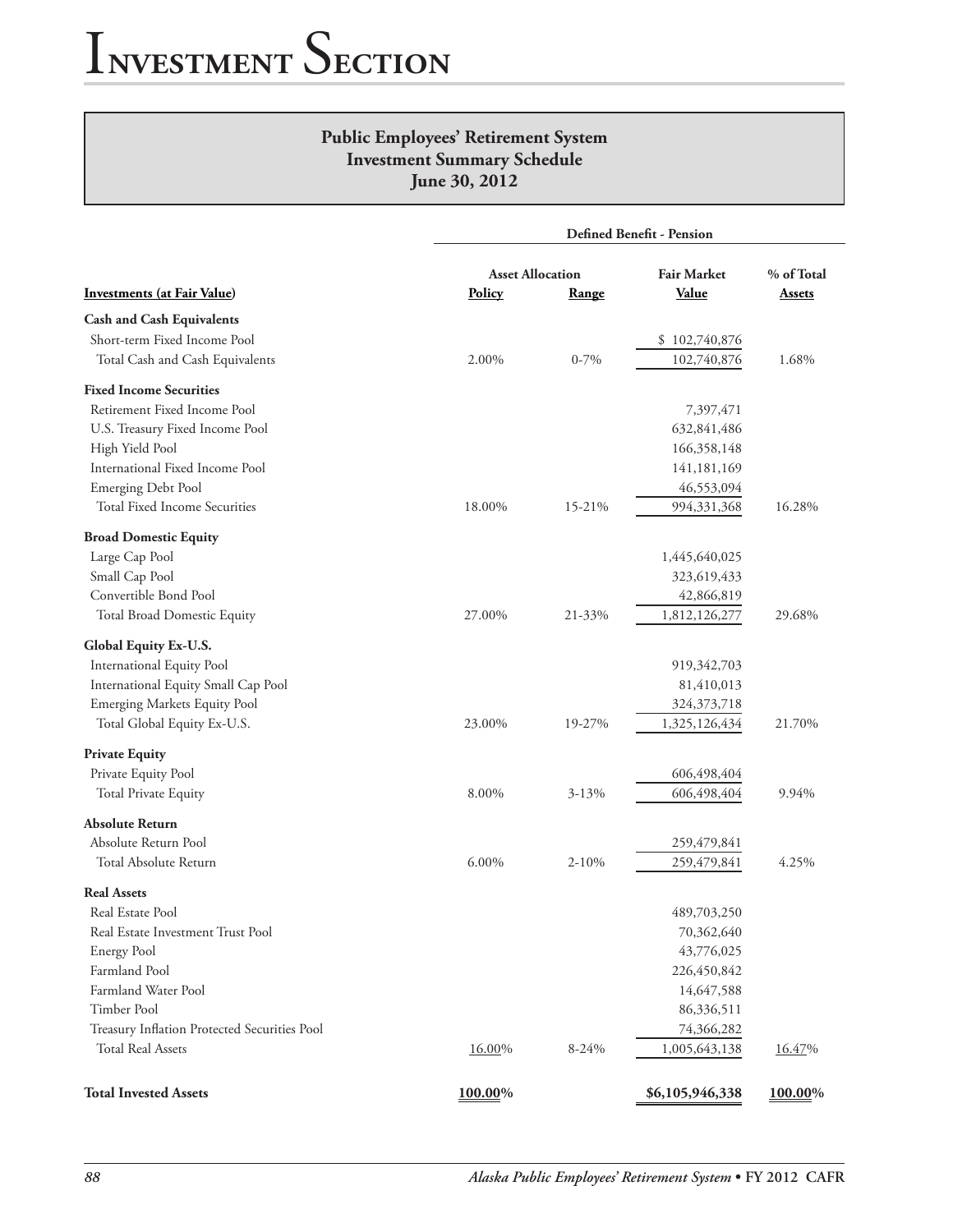# Investment Section

## Public Employees' Retirement System
## Investment Summary Schedule
## June 30, 2012

| | Defined Benefit - Pension | | | |
|---|---|---|---|---|
| | Asset Allocation | | Fair Market | % of Total |
| **Investments (at Fair Value)** | **Policy** | **Range** | **Value** | **Assets** |
| **Cash and Cash Equivalents** | | | | |
| Short-term Fixed Income Pool | | | $ 102,740,876 | |
| Total Cash and Cash Equivalents | 2.00% | 0-7% | 102,740,876 | 1.68% |
| **Fixed Income Securities** | | | | |
| Retirement Fixed Income Pool | | | 7,397,471 | |
| U.S. Treasury Fixed Income Pool | | | 632,841,486 | |
| High Yield Pool | | | 166,358,148 | |
| International Fixed Income Pool | | | 141,181,169 | |
| Emerging Debt Pool | | | 46,553,094 | |
| Total Fixed Income Securities | 18.00% | 15-21% | 994,331,368 | 16.28% |
| **Broad Domestic Equity** | | | | |
| Large Cap Pool | | | 1,445,640,025 | |
| Small Cap Pool | | | 323,619,433 | |
| Convertible Bond Pool | | | 42,866,819 | |
| Total Broad Domestic Equity | 27.00% | 21-33% | 1,812,126,277 | 29.68% |
| **Global Equity Ex-U.S.** | | | | |
| International Equity Pool | | | 919,342,703 | |
| International Equity Small Cap Pool | | | 81,410,013 | |
| Emerging Markets Equity Pool | | | 324,373,718 | |
| Total Global Equity Ex-U.S. | 23.00% | 19-27% | 1,325,126,434 | 21.70% |
| **Private Equity** | | | | |
| Private Equity Pool | | | 606,498,404 | |
| Total Private Equity | 8.00% | 3-13% | 606,498,404 | 9.94% |
| **Absolute Return** | | | | |
| Absolute Return Pool | | | 259,479,841 | |
| Total Absolute Return | 6.00% | 2-10% | 259,479,841 | 4.25% |
| **Real Assets** | | | | |
| Real Estate Pool | | | 489,703,250 | |
| Real Estate Investment Trust Pool | | | 70,362,640 | |
| Energy Pool | | | 43,776,025 | |
| Farmland Pool | | | 226,450,842 | |
| Farmland Water Pool | | | 14,647,588 | |
| Timber Pool | | | 86,336,511 | |
| Treasury Inflation Protected Securities Pool | | | 74,366,282 | |
| Total Real Assets | 16.00% | 8-24% | 1,005,643,138 | 16.47% |
| **Total Invested Assets** | **100.00%** | | **$6,105,946,338** | **100.00%** |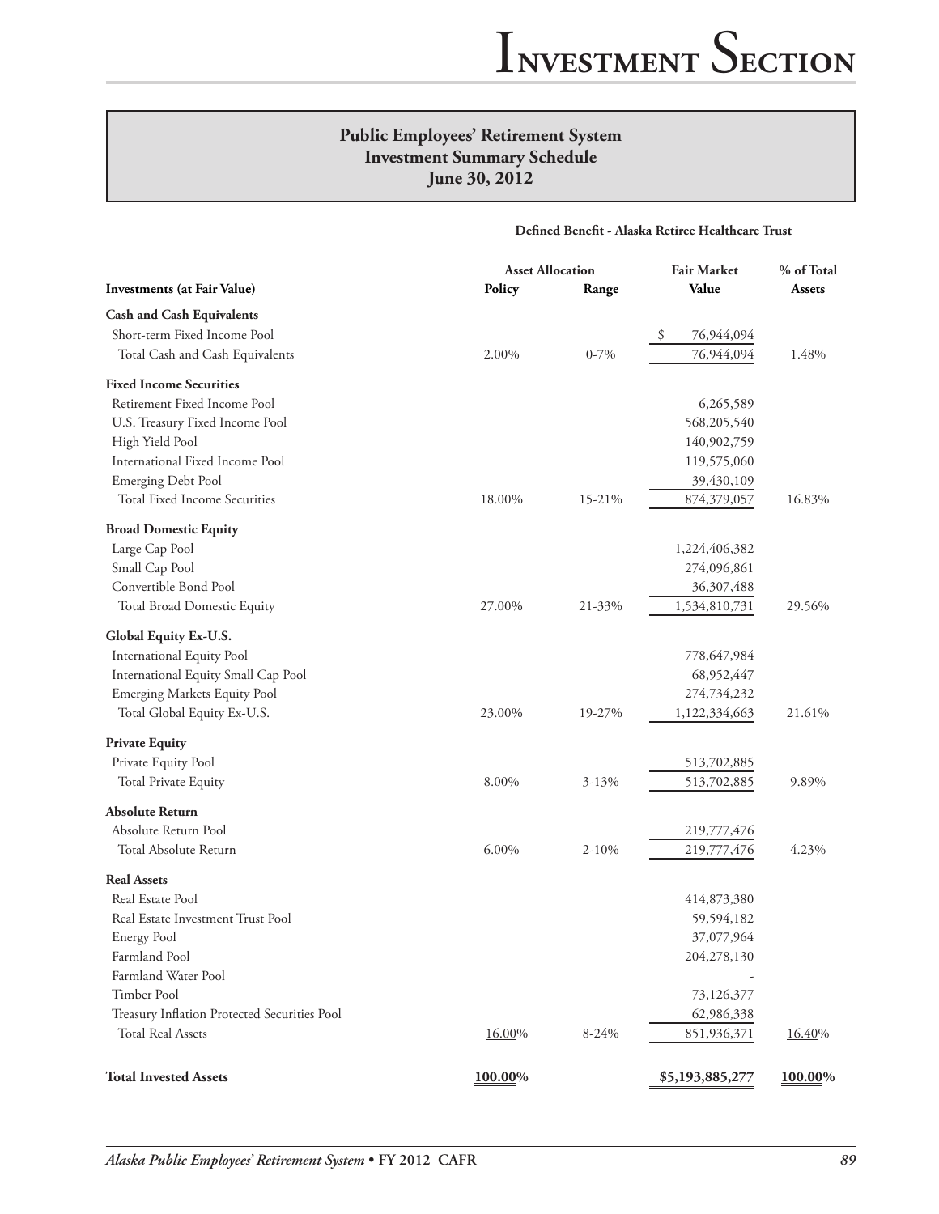## Public Employees' Retirement System
## Investment Summary Schedule
## June 30, 2012

| | Defined Benefit - Alaska Retiree Healthcare Trust | | | |
|---|---|---|---|---|
| | Asset Allocation | | Fair Market | % of Total |
| **Investments (at Fair Value)** | **Policy** | **Range** | **Value** | **Assets** |
| **Cash and Cash Equivalents** | | | | |
| Short-term Fixed Income Pool | | | $ 76,944,094 | |
| Total Cash and Cash Equivalents | 2.00% | 0-7% | 76,944,094 | 1.48% |
| **Fixed Income Securities** | | | | |
| Retirement Fixed Income Pool | | | 6,265,589 | |
| U.S. Treasury Fixed Income Pool | | | 568,205,540 | |
| High Yield Pool | | | 140,902,759 | |
| International Fixed Income Pool | | | 119,575,060 | |
| Emerging Debt Pool | | | 39,430,109 | |
| Total Fixed Income Securities | 18.00% | 15-21% | 874,379,057 | 16.83% |
| **Broad Domestic Equity** | | | | |
| Large Cap Pool | | | 1,224,406,382 | |
| Small Cap Pool | | | 274,096,861 | |
| Convertible Bond Pool | | | 36,307,488 | |
| Total Broad Domestic Equity | 27.00% | 21-33% | 1,534,810,731 | 29.56% |
| **Global Equity Ex-U.S.** | | | | |
| International Equity Pool | | | 778,647,984 | |
| International Equity Small Cap Pool | | | 68,952,447 | |
| Emerging Markets Equity Pool | | | 274,734,232 | |
| Total Global Equity Ex-U.S. | 23.00% | 19-27% | 1,122,334,663 | 21.61% |
| **Private Equity** | | | | |
| Private Equity Pool | | | 513,702,885 | |
| Total Private Equity | 8.00% | 3-13% | 513,702,885 | 9.89% |
| **Absolute Return** | | | | |
| Absolute Return Pool | | | 219,777,476 | |
| Total Absolute Return | 6.00% | 2-10% | 219,777,476 | 4.23% |
| **Real Assets** | | | | |
| Real Estate Pool | | | 414,873,380 | |
| Real Estate Investment Trust Pool | | | 59,594,182 | |
| Energy Pool | | | 37,077,964 | |
| Farmland Pool | | | 204,278,130 | |
| Farmland Water Pool | | | - | |
| Timber Pool | | | 73,126,377 | |
| Treasury Inflation Protected Securities Pool | | | 62,986,338 | |
| Total Real Assets | 16.00% | 8-24% | 851,936,371 | 16.40% |
| **Total Invested Assets** | **100.00%** | | **$5,193,885,277** | **100.00%** |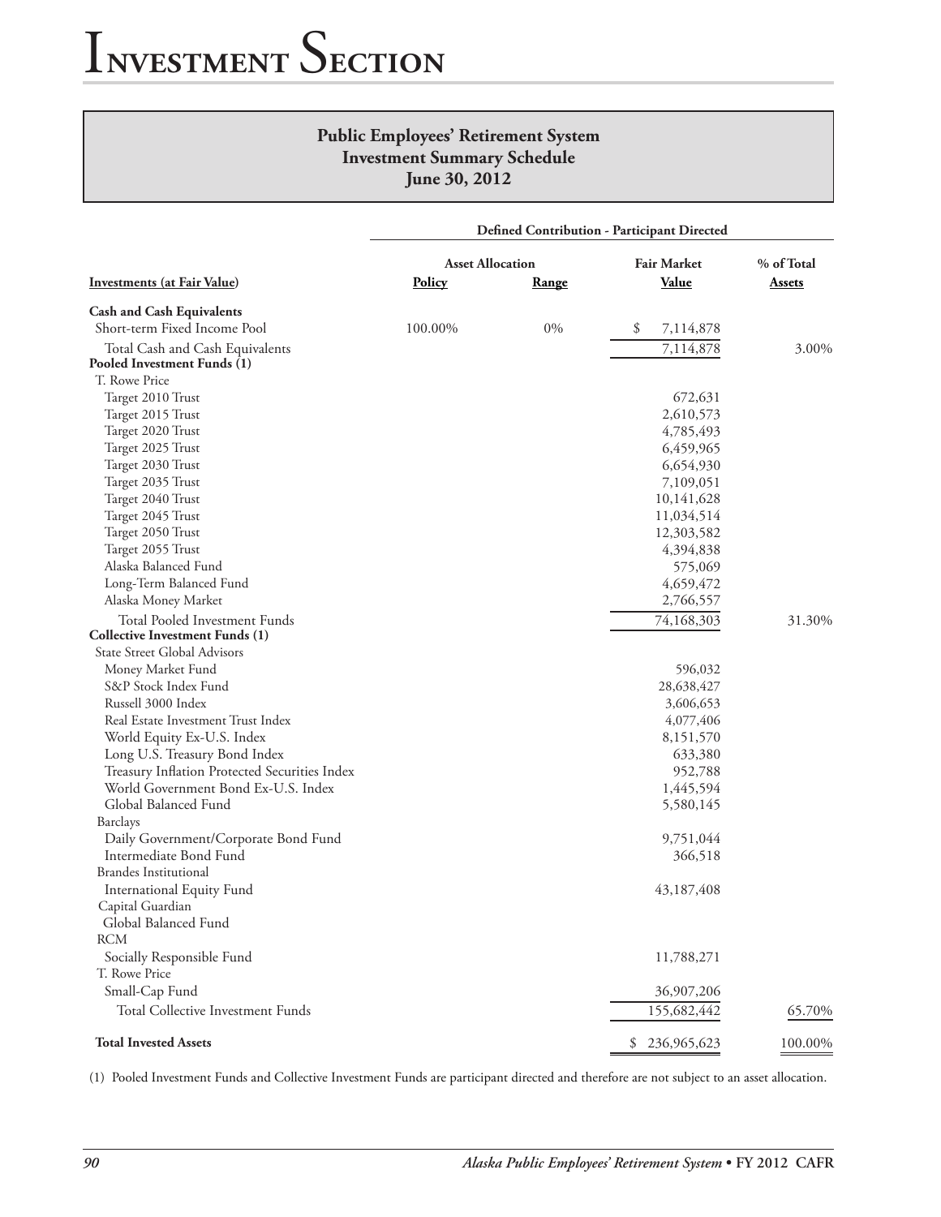# Investment Section

## Public Employees' Retirement System
## Investment Summary Schedule
## June 30, 2012

| | Defined Contribution - Participant Directed | | | |
|---|---|---|---|---|
| | Asset Allocation | | Fair Market | % of Total |
| **Investments (at Fair Value)** | **Policy** | **Range** | **Value** | **Assets** |
| **Cash and Cash Equivalents** | | | | |
| Short-term Fixed Income Pool | 100.00% | 0% | $ 7,114,878 | |
| Total Cash and Cash Equivalents | | | 7,114,878 | 3.00% |
| **Pooled Investment Funds (1)** | | | | |
| T. Rowe Price | | | | |
| Target 2010 Trust | | | 672,631 | |
| Target 2015 Trust | | | 2,610,573 | |
| Target 2020 Trust | | | 4,785,493 | |
| Target 2025 Trust | | | 6,459,965 | |
| Target 2030 Trust | | | 6,654,930 | |
| Target 2035 Trust | | | 7,109,051 | |
| Target 2040 Trust | | | 10,141,628 | |
| Target 2045 Trust | | | 11,034,514 | |
| Target 2050 Trust | | | 12,303,582 | |
| Target 2055 Trust | | | 4,394,838 | |
| Alaska Balanced Fund | | | 575,069 | |
| Long-Term Balanced Fund | | | 4,659,472 | |
| Alaska Money Market | | | 2,766,557 | |
| Total Pooled Investment Funds | | | 74,168,303 | 31.30% |
| **Collective Investment Funds (1)** | | | | |
| State Street Global Advisors | | | | |
| Money Market Fund | | | 596,032 | |
| S&P Stock Index Fund | | | 28,638,427 | |
| Russell 3000 Index | | | 3,606,653 | |
| Real Estate Investment Trust Index | | | 4,077,406 | |
| World Equity Ex-U.S. Index | | | 8,151,570 | |
| Long U.S. Treasury Bond Index | | | 633,380 | |
| Treasury Inflation Protected Securities Index | | | 952,788 | |
| World Government Bond Ex-U.S. Index | | | 1,445,594 | |
| Global Balanced Fund | | | 5,580,145 | |
| Barclays | | | | |
| Daily Government/Corporate Bond Fund | | | 9,751,044 | |
| Intermediate Bond Fund | | | 366,518 | |
| Brandes Institutional | | | | |
| International Equity Fund | | | 43,187,408 | |
| Capital Guardian | | | | |
| Global Balanced Fund | | | | |
| RCM | | | | |
| Socially Responsible Fund | | | 11,788,271 | |
| T. Rowe Price | | | | |
| Small-Cap Fund | | | 36,907,206 | |
| Total Collective Investment Funds | | | 155,682,442 | 65.70% |
| **Total Invested Assets** | | | $ 236,965,623 | 100.00% |

(1) Pooled Investment Funds and Collective Investment Funds are participant directed and therefore are not subject to an asset allocation.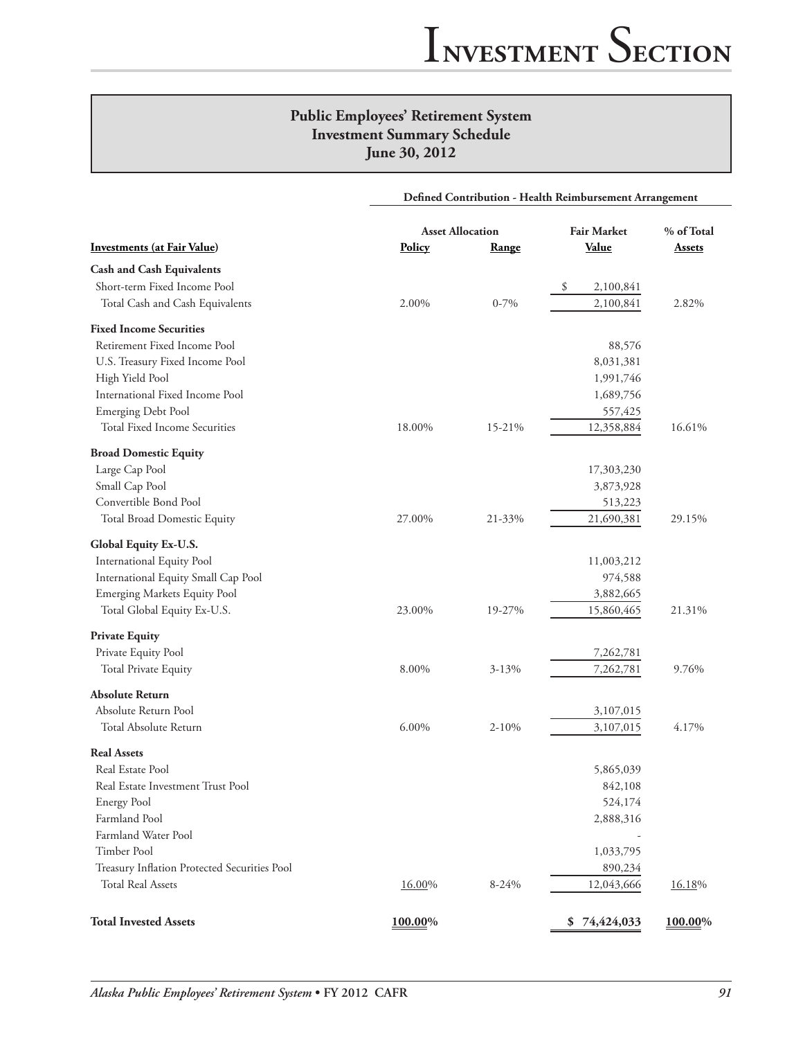# Public Employees' Retirement System
## Investment Summary Schedule
## June 30, 2012

**Defined Contribution - Health Reimbursement Arrangement**

| Investments (at Fair Value) | Asset Allocation Policy | Asset Allocation Range | Fair Market Value | % of Total Assets |
|---|---|---|---|---|
| **Cash and Cash Equivalents** | | | | |
| Short-term Fixed Income Pool | | | $ 2,100,841 | |
| Total Cash and Cash Equivalents | 2.00% | 0-7% | 2,100,841 | 2.82% |
| **Fixed Income Securities** | | | | |
| Retirement Fixed Income Pool | | | 88,576 | |
| U.S. Treasury Fixed Income Pool | | | 8,031,381 | |
| High Yield Pool | | | 1,991,746 | |
| International Fixed Income Pool | | | 1,689,756 | |
| Emerging Debt Pool | | | 557,425 | |
| Total Fixed Income Securities | 18.00% | 15-21% | 12,358,884 | 16.61% |
| **Broad Domestic Equity** | | | | |
| Large Cap Pool | | | 17,303,230 | |
| Small Cap Pool | | | 3,873,928 | |
| Convertible Bond Pool | | | 513,223 | |
| Total Broad Domestic Equity | 27.00% | 21-33% | 21,690,381 | 29.15% |
| **Global Equity Ex-U.S.** | | | | |
| International Equity Pool | | | 11,003,212 | |
| International Equity Small Cap Pool | | | 974,588 | |
| Emerging Markets Equity Pool | | | 3,882,665 | |
| Total Global Equity Ex-U.S. | 23.00% | 19-27% | 15,860,465 | 21.31% |
| **Private Equity** | | | | |
| Private Equity Pool | | | 7,262,781 | |
| Total Private Equity | 8.00% | 3-13% | 7,262,781 | 9.76% |
| **Absolute Return** | | | | |
| Absolute Return Pool | | | 3,107,015 | |
| Total Absolute Return | 6.00% | 2-10% | 3,107,015 | 4.17% |
| **Real Assets** | | | | |
| Real Estate Pool | | | 5,865,039 | |
| Real Estate Investment Trust Pool | | | 842,108 | |
| Energy Pool | | | 524,174 | |
| Farmland Pool | | | 2,888,316 | |
| Farmland Water Pool | | | - | |
| Timber Pool | | | 1,033,795 | |
| Treasury Inflation Protected Securities Pool | | | 890,234 | |
| Total Real Assets | 16.00% | 8-24% | 12,043,666 | 16.18% |
| **Total Invested Assets** | **100.00%** | | **$ 74,424,033** | **100.00%** |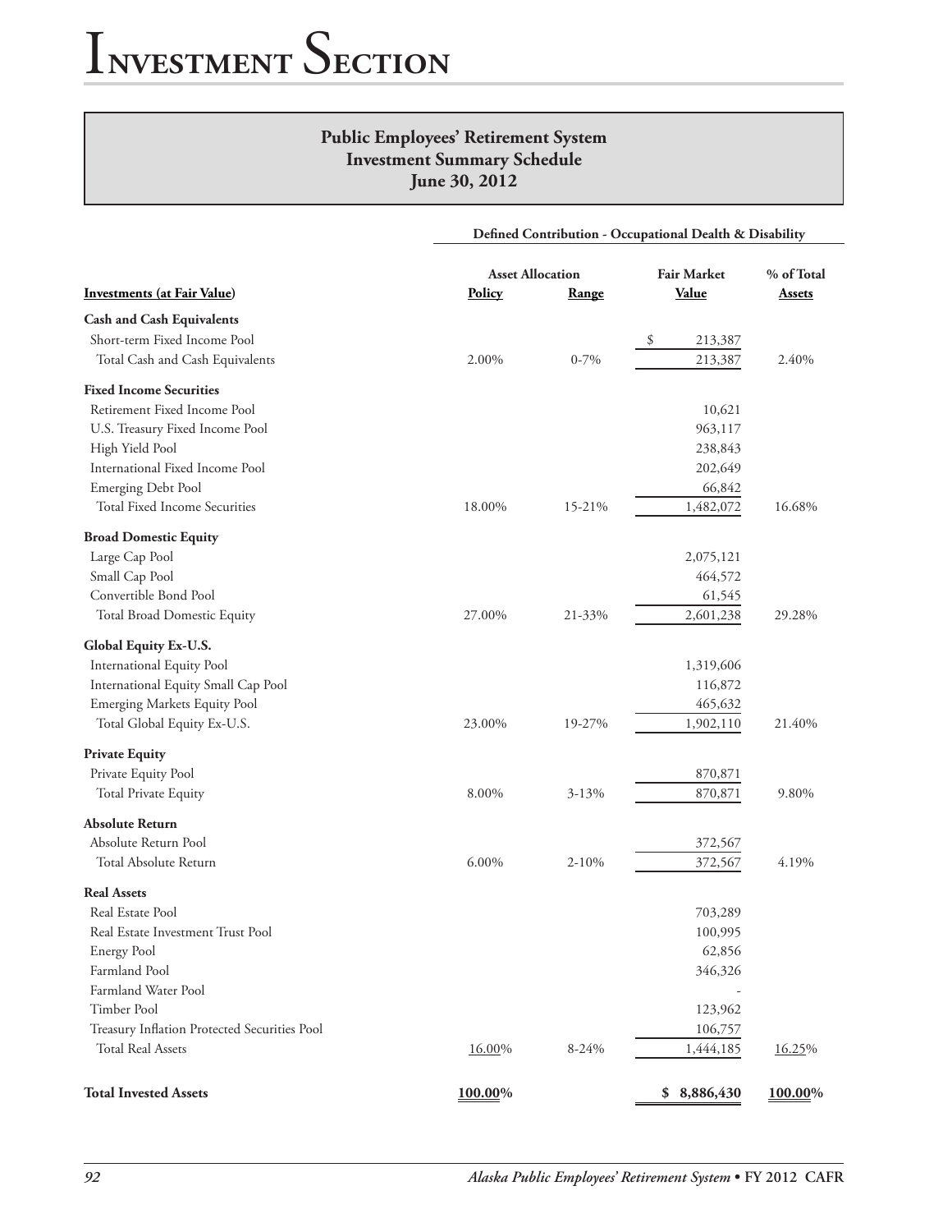# Investment Section

## Public Employees' Retirement System
## Investment Summary Schedule
## June 30, 2012

| | Defined Contribution - Occupational Dealth & Disability | | | |
|---|---|---|---|---|
| | Asset Allocation | | Fair Market | % of Total |
| **Investments (at Fair Value)** | **Policy** | **Range** | **Value** | **Assets** |
| **Cash and Cash Equivalents** | | | | |
| Short-term Fixed Income Pool | | | $ 213,387 | |
| Total Cash and Cash Equivalents | 2.00% | 0-7% | 213,387 | 2.40% |
| **Fixed Income Securities** | | | | |
| Retirement Fixed Income Pool | | | 10,621 | |
| U.S. Treasury Fixed Income Pool | | | 963,117 | |
| High Yield Pool | | | 238,843 | |
| International Fixed Income Pool | | | 202,649 | |
| Emerging Debt Pool | | | 66,842 | |
| Total Fixed Income Securities | 18.00% | 15-21% | 1,482,072 | 16.68% |
| **Broad Domestic Equity** | | | | |
| Large Cap Pool | | | 2,075,121 | |
| Small Cap Pool | | | 464,572 | |
| Convertible Bond Pool | | | 61,545 | |
| Total Broad Domestic Equity | 27.00% | 21-33% | 2,601,238 | 29.28% |
| **Global Equity Ex-U.S.** | | | | |
| International Equity Pool | | | 1,319,606 | |
| International Equity Small Cap Pool | | | 116,872 | |
| Emerging Markets Equity Pool | | | 465,632 | |
| Total Global Equity Ex-U.S. | 23.00% | 19-27% | 1,902,110 | 21.40% |
| **Private Equity** | | | | |
| Private Equity Pool | | | 870,871 | |
| Total Private Equity | 8.00% | 3-13% | 870,871 | 9.80% |
| **Absolute Return** | | | | |
| Absolute Return Pool | | | 372,567 | |
| Total Absolute Return | 6.00% | 2-10% | 372,567 | 4.19% |
| **Real Assets** | | | | |
| Real Estate Pool | | | 703,289 | |
| Real Estate Investment Trust Pool | | | 100,995 | |
| Energy Pool | | | 62,856 | |
| Farmland Pool | | | 346,326 | |
| Farmland Water Pool | | | - | |
| Timber Pool | | | 123,962 | |
| Treasury Inflation Protected Securities Pool | | | 106,757 | |
| Total Real Assets | 16.00% | 8-24% | 1,444,185 | 16.25% |
| **Total Invested Assets** | **100.00%** | | **$ 8,886,430** | **100.00%** |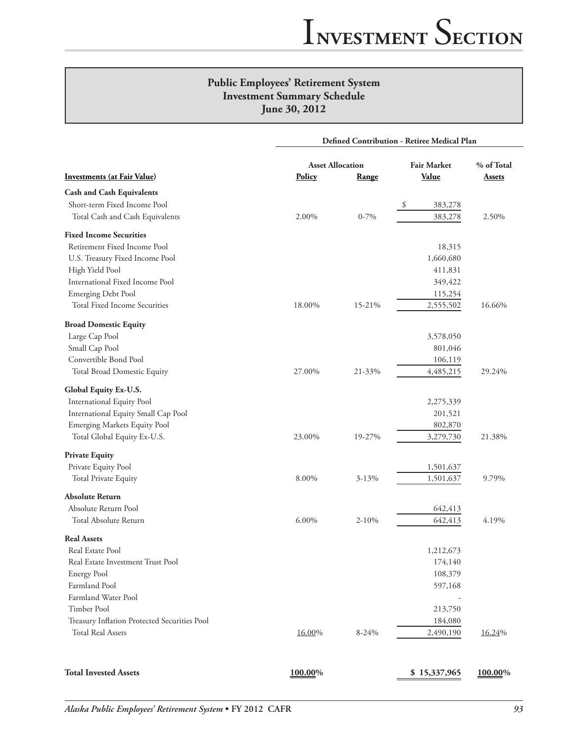## Public Employees' Retirement System
## Investment Summary Schedule
## June 30, 2012

| | Defined Contribution - Retiree Medical Plan | | | |
|---|---|---|---|---|
| | Asset Allocation | | Fair Market | % of Total |
| **Investments (at Fair Value)** | **Policy** | **Range** | **Value** | **Assets** |
| **Cash and Cash Equivalents** | | | | |
| Short-term Fixed Income Pool | | | $ 383,278 | |
| Total Cash and Cash Equivalents | 2.00% | 0-7% | 383,278 | 2.50% |
| **Fixed Income Securities** | | | | |
| Retirement Fixed Income Pool | | | 18,315 | |
| U.S. Treasury Fixed Income Pool | | | 1,660,680 | |
| High Yield Pool | | | 411,831 | |
| International Fixed Income Pool | | | 349,422 | |
| Emerging Debt Pool | | | 115,254 | |
| Total Fixed Income Securities | 18.00% | 15-21% | 2,555,502 | 16.66% |
| **Broad Domestic Equity** | | | | |
| Large Cap Pool | | | 3,578,050 | |
| Small Cap Pool | | | 801,046 | |
| Convertible Bond Pool | | | 106,119 | |
| Total Broad Domestic Equity | 27.00% | 21-33% | 4,485,215 | 29.24% |
| **Global Equity Ex-U.S.** | | | | |
| International Equity Pool | | | 2,275,339 | |
| International Equity Small Cap Pool | | | 201,521 | |
| Emerging Markets Equity Pool | | | 802,870 | |
| Total Global Equity Ex-U.S. | 23.00% | 19-27% | 3,279,730 | 21.38% |
| **Private Equity** | | | | |
| Private Equity Pool | | | 1,501,637 | |
| Total Private Equity | 8.00% | 3-13% | 1,501,637 | 9.79% |
| **Absolute Return** | | | | |
| Absolute Return Pool | | | 642,413 | |
| Total Absolute Return | 6.00% | 2-10% | 642,413 | 4.19% |
| **Real Assets** | | | | |
| Real Estate Pool | | | 1,212,673 | |
| Real Estate Investment Trust Pool | | | 174,140 | |
| Energy Pool | | | 108,379 | |
| Farmland Pool | | | 597,168 | |
| Farmland Water Pool | | | - | |
| Timber Pool | | | 213,750 | |
| Treasury Inflation Protected Securities Pool | | | 184,080 | |
| Total Real Assets | 16.00% | 8-24% | 2,490,190 | 16.24% |
| **Total Invested Assets** | **100.00%** | | **$ 15,337,965** | **100.00%** |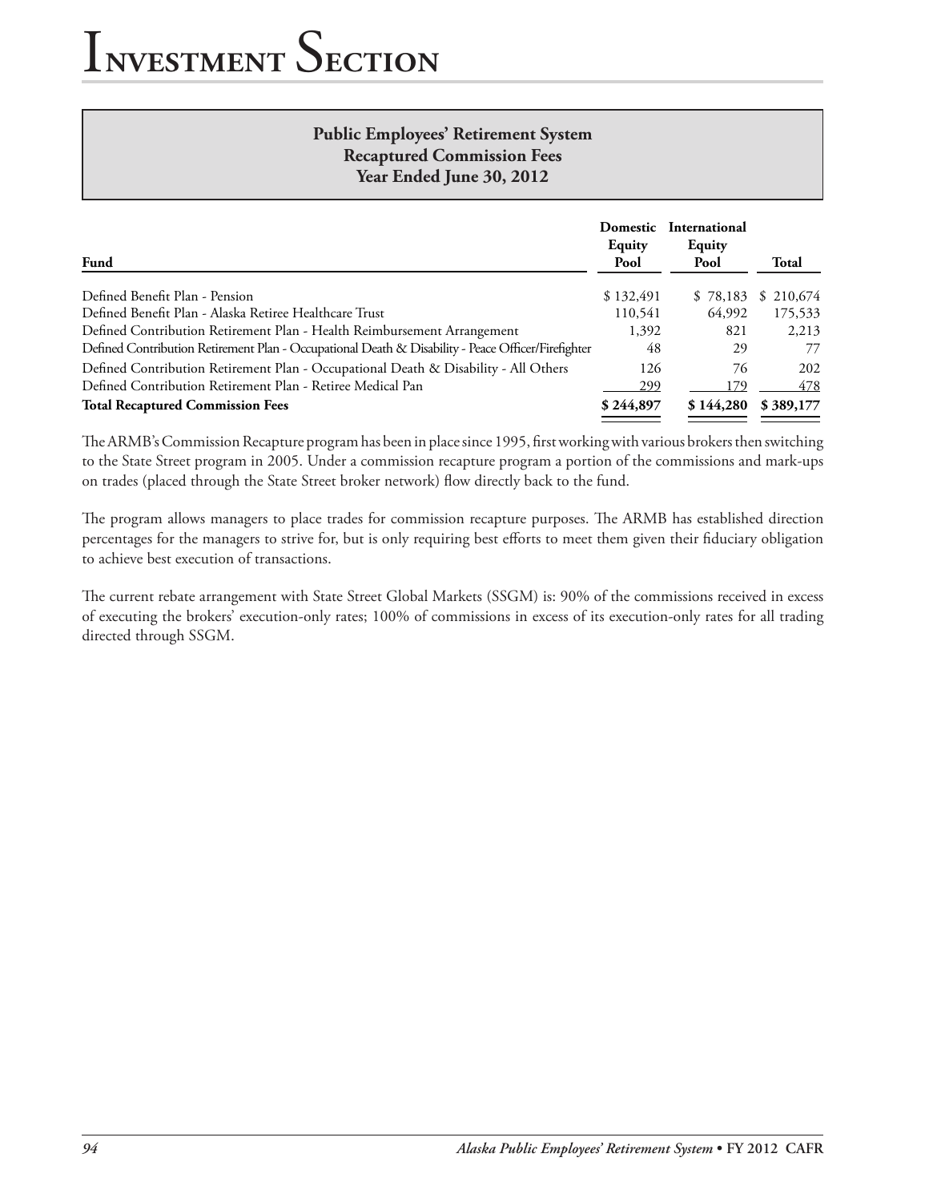# Investment Section

## Public Employees' Retirement System
## Recaptured Commission Fees
## Year Ended June 30, 2012

| Fund | Domestic Equity Pool | International Equity Pool | Total |
|---|---|---|---|
| Defined Benefit Plan - Pension | $ 132,491 | $ 78,183 | $ 210,674 |
| Defined Benefit Plan - Alaska Retiree Healthcare Trust | 110,541 | 64,992 | 175,533 |
| Defined Contribution Retirement Plan - Health Reimbursement Arrangement | 1,392 | 821 | 2,213 |
| Defined Contribution Retirement Plan - Occupational Death & Disability - Peace Officer/Firefighter | 48 | 29 | 77 |
| Defined Contribution Retirement Plan - Occupational Death & Disability - All Others | 126 | 76 | 202 |
| Defined Contribution Retirement Plan - Retiree Medical Pan | 299 | 179 | 478 |
| **Total Recaptured Commission Fees** | **$ 244,897** | **$ 144,280** | **$ 389,177** |

The ARMB's Commission Recapture program has been in place since 1995, first working with various brokers then switching to the State Street program in 2005. Under a commission recapture program a portion of the commissions and mark-ups on trades (placed through the State Street broker network) flow directly back to the fund.

The program allows managers to place trades for commission recapture purposes. The ARMB has established direction percentages for the managers to strive for, but is only requiring best efforts to meet them given their fiduciary obligation to achieve best execution of transactions.

The current rebate arrangement with State Street Global Markets (SSGM) is: 90% of the commissions received in excess of executing the brokers' execution-only rates; 100% of commissions in excess of its execution-only rates for all trading directed through SSGM.